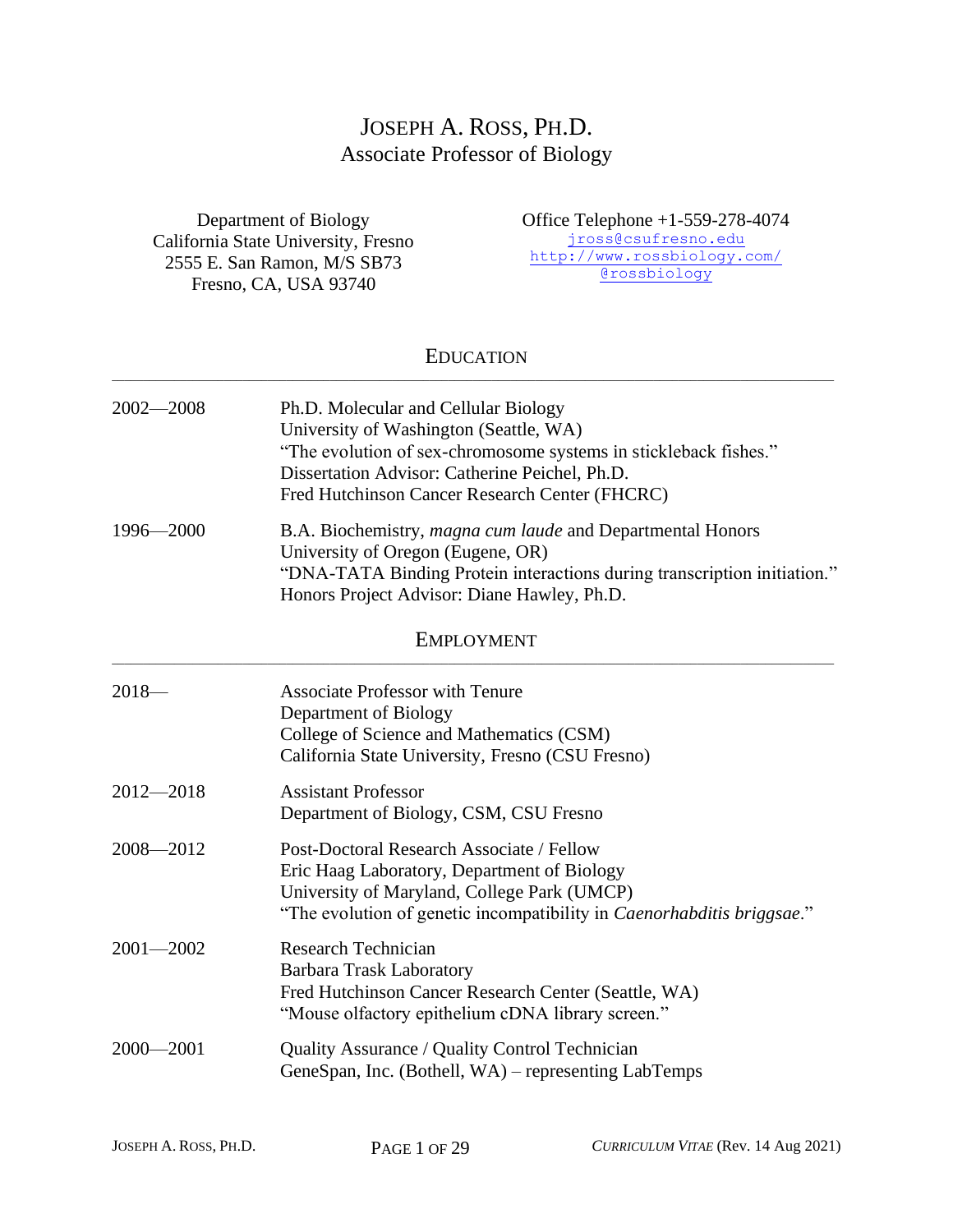# JOSEPH A. ROSS, PH.D.

Associate Professor of Biology

Department of Biology
California State University, Fresno
2555 E. San Ramon, M/S SB73
Fresno, CA, USA 93740

Office Telephone +1-559-278-4074
jross@csufresno.edu
http://www.rossbiology.com/
@rossbiology

## EDUCATION

| | |
|---|---|
| 2002—2008 | Ph.D. Molecular and Cellular Biology<br>University of Washington (Seattle, WA)<br>"The evolution of sex-chromosome systems in stickleback fishes."<br>Dissertation Advisor: Catherine Peichel, Ph.D.<br>Fred Hutchinson Cancer Research Center (FHCRC) |
| 1996—2000 | B.A. Biochemistry, *magna cum laude* and Departmental Honors<br>University of Oregon (Eugene, OR)<br>"DNA-TATA Binding Protein interactions during transcription initiation."<br>Honors Project Advisor: Diane Hawley, Ph.D. |

## EMPLOYMENT

| | |
|---|---|
| 2018— | Associate Professor with Tenure<br>Department of Biology<br>College of Science and Mathematics (CSM)<br>California State University, Fresno (CSU Fresno) |
| 2012—2018 | Assistant Professor<br>Department of Biology, CSM, CSU Fresno |
| 2008—2012 | Post-Doctoral Research Associate / Fellow<br>Eric Haag Laboratory, Department of Biology<br>University of Maryland, College Park (UMCP)<br>"The evolution of genetic incompatibility in *Caenorhabditis briggsae*." |
| 2001—2002 | Research Technician<br>Barbara Trask Laboratory<br>Fred Hutchinson Cancer Research Center (Seattle, WA)<br>"Mouse olfactory epithelium cDNA library screen." |
| 2000—2001 | Quality Assurance / Quality Control Technician<br>GeneSpan, Inc. (Bothell, WA) – representing LabTemps |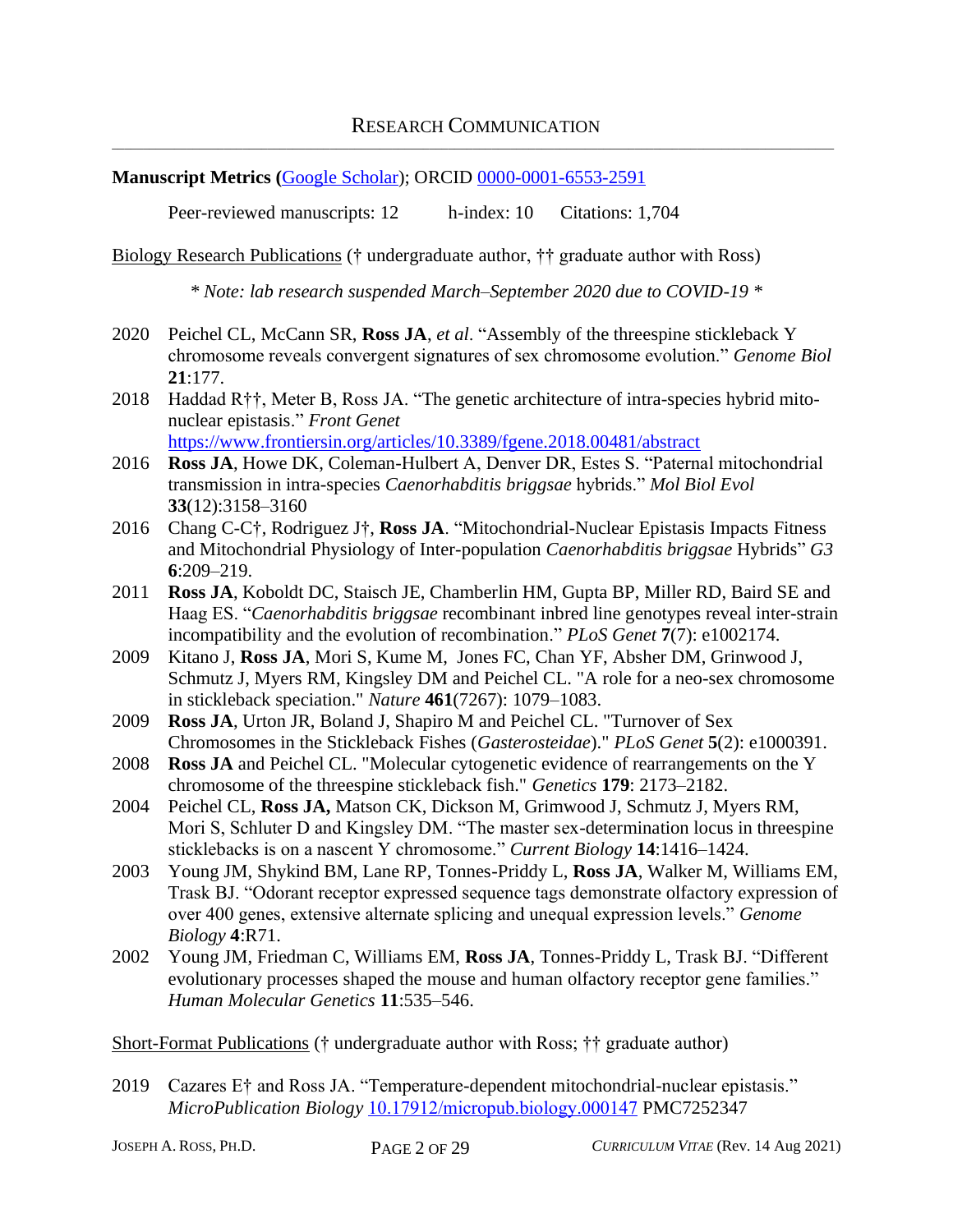## Research Communication

**Manuscript Metrics (**[Google Scholar]**)**; ORCID 0000-0001-6553-2591

Peer-reviewed manuscripts: 12     h-index: 10     Citations: 1,704

Biology Research Publications († undergraduate author, †† graduate author with Ross)

*\* Note: lab research suspended March–September 2020 due to COVID-19 \**

- 2020 Peichel CL, McCann SR, **Ross JA**, *et al*. "Assembly of the threespine stickleback Y chromosome reveals convergent signatures of sex chromosome evolution." *Genome Biol* **21**:177.
- 2018 Haddad R††, Meter B, Ross JA. "The genetic architecture of intra-species hybrid mito-nuclear epistasis." *Front Genet* https://www.frontiersin.org/articles/10.3389/fgene.2018.00481/abstract
- 2016 **Ross JA**, Howe DK, Coleman-Hulbert A, Denver DR, Estes S. "Paternal mitochondrial transmission in intra-species *Caenorhabditis briggsae* hybrids." *Mol Biol Evol* **33**(12):3158–3160
- 2016 Chang C-C†, Rodriguez J†, **Ross JA**. "Mitochondrial-Nuclear Epistasis Impacts Fitness and Mitochondrial Physiology of Inter-population *Caenorhabditis briggsae* Hybrids" *G3* **6**:209–219.
- 2011 **Ross JA**, Koboldt DC, Staisch JE, Chamberlin HM, Gupta BP, Miller RD, Baird SE and Haag ES. "*Caenorhabditis briggsae* recombinant inbred line genotypes reveal inter-strain incompatibility and the evolution of recombination." *PLoS Genet* **7**(7): e1002174.
- 2009 Kitano J, **Ross JA**, Mori S, Kume M, Jones FC, Chan YF, Absher DM, Grinwood J, Schmutz J, Myers RM, Kingsley DM and Peichel CL. "A role for a neo-sex chromosome in stickleback speciation." *Nature* **461**(7267): 1079–1083.
- 2009 **Ross JA**, Urton JR, Boland J, Shapiro M and Peichel CL. "Turnover of Sex Chromosomes in the Stickleback Fishes (*Gasterosteidae*)." *PLoS Genet* **5**(2): e1000391.
- 2008 **Ross JA** and Peichel CL. "Molecular cytogenetic evidence of rearrangements on the Y chromosome of the threespine stickleback fish." *Genetics* **179**: 2173–2182.
- 2004 Peichel CL, **Ross JA,** Matson CK, Dickson M, Grimwood J, Schmutz J, Myers RM, Mori S, Schluter D and Kingsley DM. "The master sex-determination locus in threespine sticklebacks is on a nascent Y chromosome." *Current Biology* **14**:1416–1424.
- 2003 Young JM, Shykind BM, Lane RP, Tonnes-Priddy L, **Ross JA**, Walker M, Williams EM, Trask BJ. "Odorant receptor expressed sequence tags demonstrate olfactory expression of over 400 genes, extensive alternate splicing and unequal expression levels." *Genome Biology* **4**:R71.
- 2002 Young JM, Friedman C, Williams EM, **Ross JA**, Tonnes-Priddy L, Trask BJ. "Different evolutionary processes shaped the mouse and human olfactory receptor gene families." *Human Molecular Genetics* **11**:535–546.

Short-Format Publications († undergraduate author with Ross; †† graduate author)

- 2019 Cazares E† and Ross JA. "Temperature-dependent mitochondrial-nuclear epistasis." *MicroPublication Biology* 10.17912/micropub.biology.000147 PMC7252347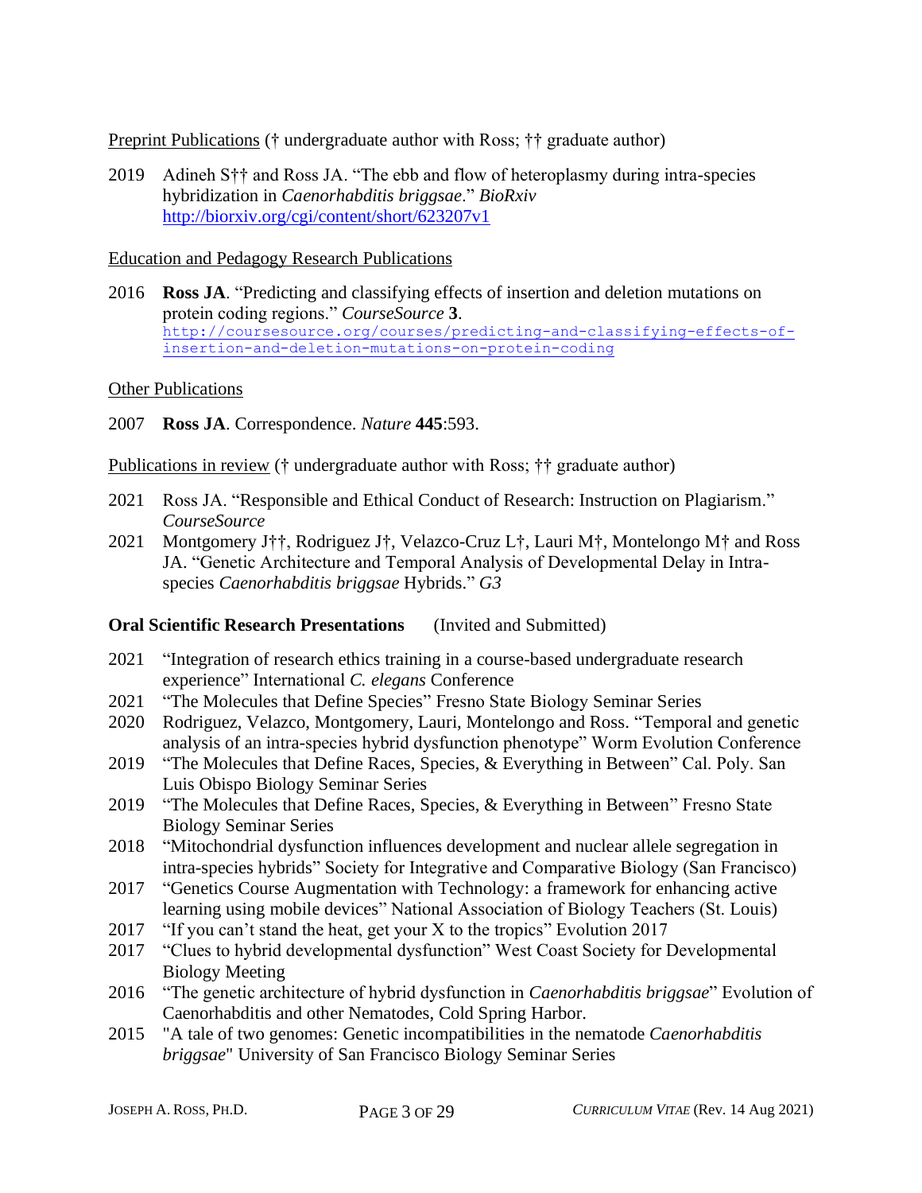<u>Preprint Publications</u> († undergraduate author with Ross; †† graduate author)

2019 Adineh S†† and Ross JA. "The ebb and flow of heteroplasmy during intra-species hybridization in *Caenorhabditis briggsae*." *BioRxiv* http://biorxiv.org/cgi/content/short/623207v1

<u>Education and Pedagogy Research Publications</u>

2016 **Ross JA**. "Predicting and classifying effects of insertion and deletion mutations on protein coding regions." *CourseSource* **3**. http://coursesource.org/courses/predicting-and-classifying-effects-of-insertion-and-deletion-mutations-on-protein-coding

<u>Other Publications</u>

2007 **Ross JA**. Correspondence. *Nature* **445**:593.

<u>Publications in review</u> († undergraduate author with Ross; †† graduate author)

2021 Ross JA. "Responsible and Ethical Conduct of Research: Instruction on Plagiarism." *CourseSource*

2021 Montgomery J††, Rodriguez J†, Velazco-Cruz L†, Lauri M†, Montelongo M† and Ross JA. "Genetic Architecture and Temporal Analysis of Developmental Delay in Intra-species *Caenorhabditis briggsae* Hybrids." *G3*

**Oral Scientific Research Presentations** (Invited and Submitted)

2021 "Integration of research ethics training in a course-based undergraduate research experience" International *C. elegans* Conference

2021 "The Molecules that Define Species" Fresno State Biology Seminar Series

2020 Rodriguez, Velazco, Montgomery, Lauri, Montelongo and Ross. "Temporal and genetic analysis of an intra-species hybrid dysfunction phenotype" Worm Evolution Conference

2019 "The Molecules that Define Races, Species, & Everything in Between" Cal. Poly. San Luis Obispo Biology Seminar Series

2019 "The Molecules that Define Races, Species, & Everything in Between" Fresno State Biology Seminar Series

2018 "Mitochondrial dysfunction influences development and nuclear allele segregation in intra-species hybrids" Society for Integrative and Comparative Biology (San Francisco)

2017 "Genetics Course Augmentation with Technology: a framework for enhancing active learning using mobile devices" National Association of Biology Teachers (St. Louis)

2017 "If you can't stand the heat, get your X to the tropics" Evolution 2017

2017 "Clues to hybrid developmental dysfunction" West Coast Society for Developmental Biology Meeting

2016 "The genetic architecture of hybrid dysfunction in *Caenorhabditis briggsae*" Evolution of Caenorhabditis and other Nematodes, Cold Spring Harbor.

2015 "A tale of two genomes: Genetic incompatibilities in the nematode *Caenorhabditis briggsae*" University of San Francisco Biology Seminar Series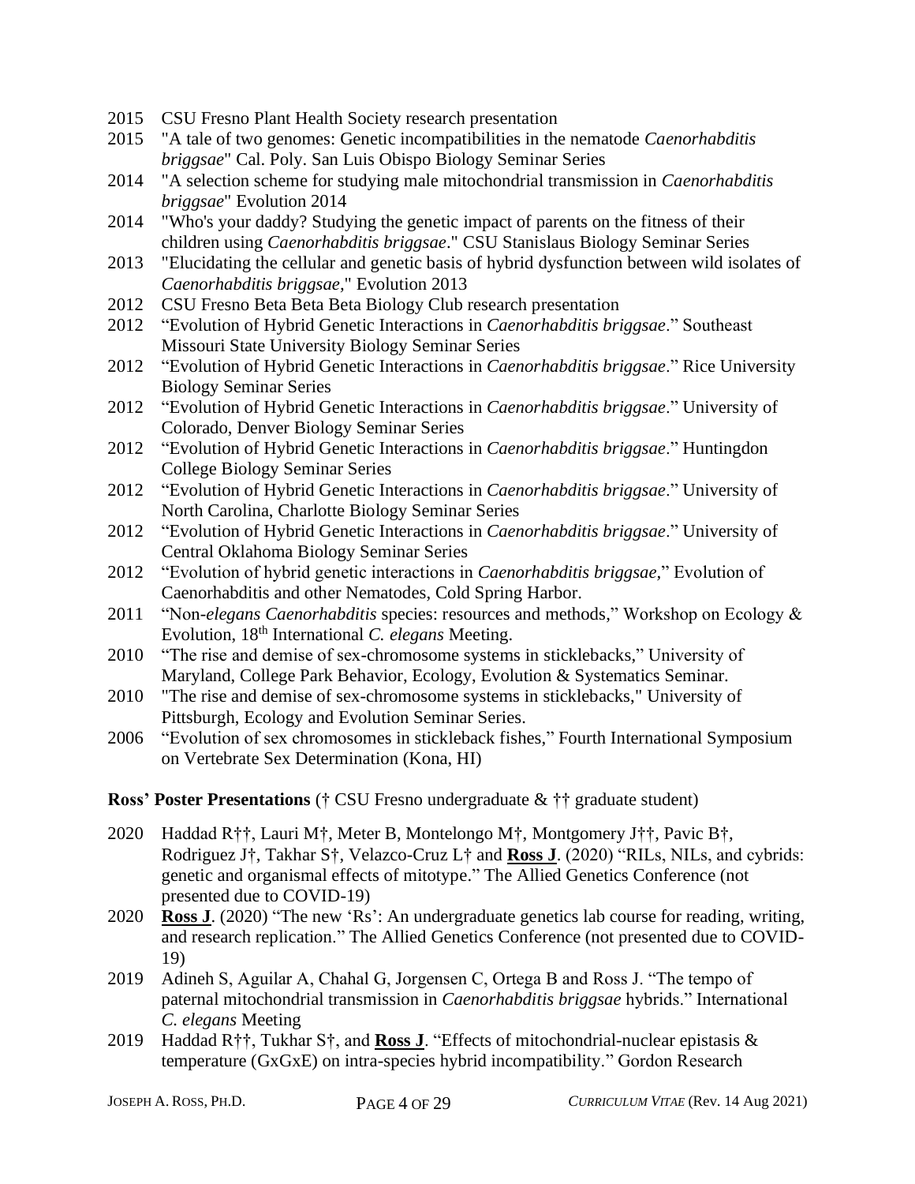2015 CSU Fresno Plant Health Society research presentation

2015 "A tale of two genomes: Genetic incompatibilities in the nematode *Caenorhabditis briggsae*" Cal. Poly. San Luis Obispo Biology Seminar Series

2014 "A selection scheme for studying male mitochondrial transmission in *Caenorhabditis briggsae*" Evolution 2014

2014 "Who's your daddy? Studying the genetic impact of parents on the fitness of their children using *Caenorhabditis briggsae*." CSU Stanislaus Biology Seminar Series

2013 "Elucidating the cellular and genetic basis of hybrid dysfunction between wild isolates of *Caenorhabditis briggsae*," Evolution 2013

2012 CSU Fresno Beta Beta Beta Biology Club research presentation

2012 "Evolution of Hybrid Genetic Interactions in *Caenorhabditis briggsae*." Southeast Missouri State University Biology Seminar Series

2012 "Evolution of Hybrid Genetic Interactions in *Caenorhabditis briggsae*." Rice University Biology Seminar Series

2012 "Evolution of Hybrid Genetic Interactions in *Caenorhabditis briggsae*." University of Colorado, Denver Biology Seminar Series

2012 "Evolution of Hybrid Genetic Interactions in *Caenorhabditis briggsae*." Huntingdon College Biology Seminar Series

2012 "Evolution of Hybrid Genetic Interactions in *Caenorhabditis briggsae*." University of North Carolina, Charlotte Biology Seminar Series

2012 "Evolution of Hybrid Genetic Interactions in *Caenorhabditis briggsae*." University of Central Oklahoma Biology Seminar Series

2012 "Evolution of hybrid genetic interactions in *Caenorhabditis briggsae*," Evolution of Caenorhabditis and other Nematodes, Cold Spring Harbor.

2011 "Non-*elegans Caenorhabditis* species: resources and methods," Workshop on Ecology & Evolution, 18th International *C. elegans* Meeting.

2010 "The rise and demise of sex-chromosome systems in sticklebacks," University of Maryland, College Park Behavior, Ecology, Evolution & Systematics Seminar.

2010 "The rise and demise of sex-chromosome systems in sticklebacks," University of Pittsburgh, Ecology and Evolution Seminar Series.

2006 "Evolution of sex chromosomes in stickleback fishes," Fourth International Symposium on Vertebrate Sex Determination (Kona, HI)

**Ross' Poster Presentations** († CSU Fresno undergraduate & †† graduate student)

2020 Haddad R††, Lauri M†, Meter B, Montelongo M†, Montgomery J††, Pavic B†, Rodriguez J†, Takhar S†, Velazco-Cruz L† and **Ross J**. (2020) "RILs, NILs, and cybrids: genetic and organismal effects of mitotype." The Allied Genetics Conference (not presented due to COVID-19)

2020 **Ross J**. (2020) "The new 'Rs': An undergraduate genetics lab course for reading, writing, and research replication." The Allied Genetics Conference (not presented due to COVID-19)

2019 Adineh S, Aguilar A, Chahal G, Jorgensen C, Ortega B and Ross J. "The tempo of paternal mitochondrial transmission in *Caenorhabditis briggsae* hybrids." International *C. elegans* Meeting

2019 Haddad R††, Tukhar S†, and **Ross J**. "Effects of mitochondrial-nuclear epistasis & temperature (GxGxE) on intra-species hybrid incompatibility." Gordon Research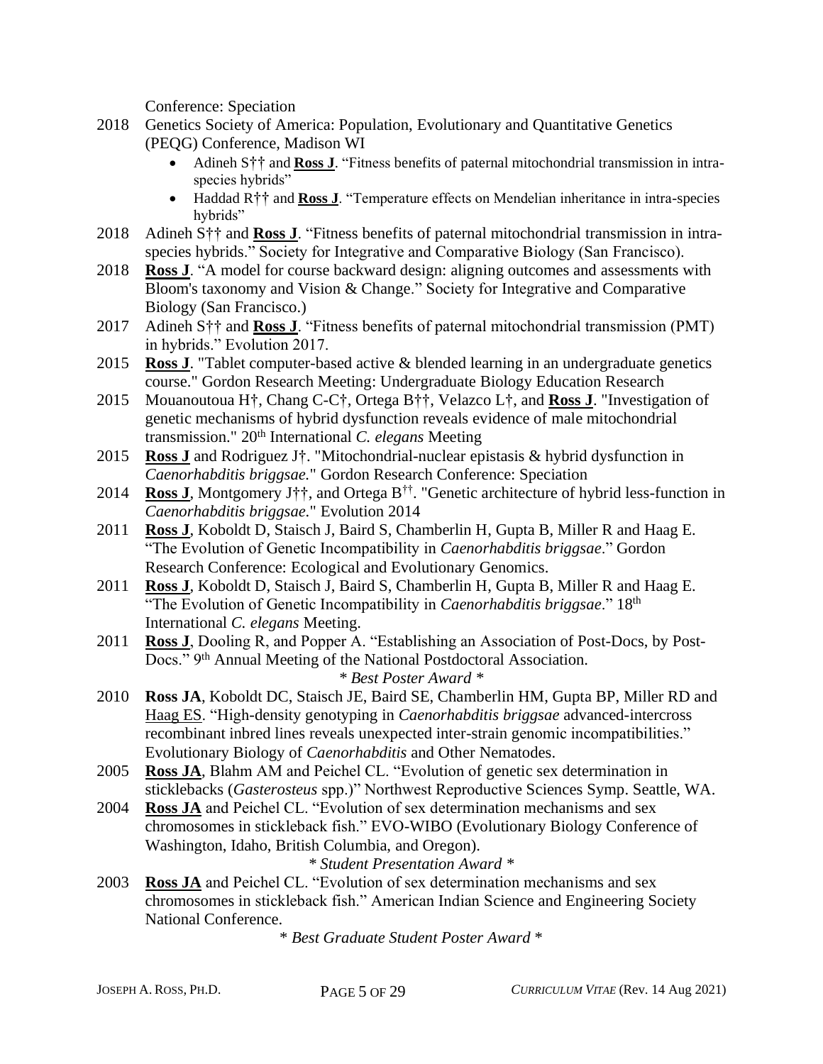Conference: Speciation

2018 Genetics Society of America: Population, Evolutionary and Quantitative Genetics (PEQG) Conference, Madison WI

- Adineh S†† and **Ross J**. "Fitness benefits of paternal mitochondrial transmission in intra-species hybrids"
- Haddad R†† and **Ross J**. "Temperature effects on Mendelian inheritance in intra-species hybrids"

2018 Adineh S†† and **Ross J**. "Fitness benefits of paternal mitochondrial transmission in intra-species hybrids." Society for Integrative and Comparative Biology (San Francisco).

2018 **Ross J**. "A model for course backward design: aligning outcomes and assessments with Bloom's taxonomy and Vision & Change." Society for Integrative and Comparative Biology (San Francisco.)

2017 Adineh S†† and **Ross J**. "Fitness benefits of paternal mitochondrial transmission (PMT) in hybrids." Evolution 2017.

2015 **Ross J**. "Tablet computer-based active & blended learning in an undergraduate genetics course." Gordon Research Meeting: Undergraduate Biology Education Research

2015 Mouanoutoua H†, Chang C-C†, Ortega B††, Velazco L†, and **Ross J**. "Investigation of genetic mechanisms of hybrid dysfunction reveals evidence of male mitochondrial transmission." 20th International *C. elegans* Meeting

2015 **Ross J** and Rodriguez J†. "Mitochondrial-nuclear epistasis & hybrid dysfunction in *Caenorhabditis briggsae*." Gordon Research Conference: Speciation

2014 **Ross J**, Montgomery J††, and Ortega B††. "Genetic architecture of hybrid less-function in *Caenorhabditis briggsae*." Evolution 2014

2011 **Ross J**, Koboldt D, Staisch J, Baird S, Chamberlin H, Gupta B, Miller R and Haag E. "The Evolution of Genetic Incompatibility in *Caenorhabditis briggsae*." Gordon Research Conference: Ecological and Evolutionary Genomics.

2011 **Ross J**, Koboldt D, Staisch J, Baird S, Chamberlin H, Gupta B, Miller R and Haag E. "The Evolution of Genetic Incompatibility in *Caenorhabditis briggsae*." 18th International *C. elegans* Meeting.

2011 **Ross J**, Dooling R, and Popper A. "Establishing an Association of Post-Docs, by Post-Docs." 9th Annual Meeting of the National Postdoctoral Association.

*\* Best Poster Award \**

2010 **Ross JA**, Koboldt DC, Staisch JE, Baird SE, Chamberlin HM, Gupta BP, Miller RD and Haag ES. "High-density genotyping in *Caenorhabditis briggsae* advanced-intercross recombinant inbred lines reveals unexpected inter-strain genomic incompatibilities." Evolutionary Biology of *Caenorhabditis* and Other Nematodes.

2005 **Ross JA**, Blahm AM and Peichel CL. "Evolution of genetic sex determination in sticklebacks (*Gasterosteus* spp.)" Northwest Reproductive Sciences Symp. Seattle, WA.

2004 **Ross JA** and Peichel CL. "Evolution of sex determination mechanisms and sex chromosomes in stickleback fish." EVO-WIBO (Evolutionary Biology Conference of Washington, Idaho, British Columbia, and Oregon).

*\* Student Presentation Award \**

2003 **Ross JA** and Peichel CL. "Evolution of sex determination mechanisms and sex chromosomes in stickleback fish." American Indian Science and Engineering Society National Conference.

*\* Best Graduate Student Poster Award \**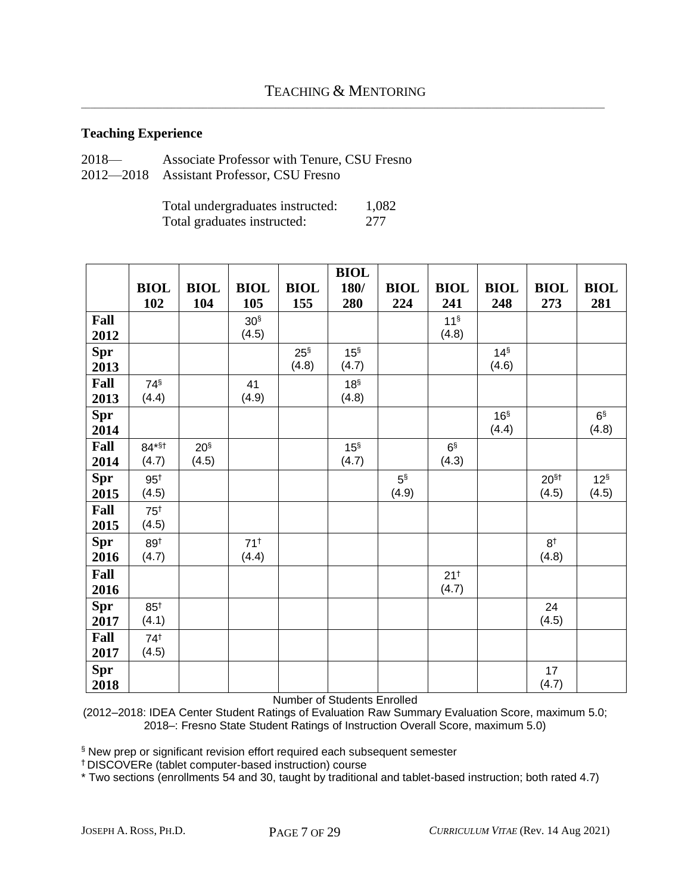# TEACHING & MENTORING

### Teaching Experience

2018— Associate Professor with Tenure, CSU Fresno
2012—2018 Assistant Professor, CSU Fresno

Total undergraduates instructed: 1,082
Total graduates instructed: 277

| | BIOL 102 | BIOL 104 | BIOL 105 | BIOL 155 | BIOL 180/ 280 | BIOL 224 | BIOL 241 | BIOL 248 | BIOL 273 | BIOL 281 |
|---|---|---|---|---|---|---|---|---|---|---|
| Fall 2012 | | | 30§ (4.5) | | | | 11§ (4.8) | | | |
| Spr 2013 | | | | 25§ (4.8) | 15§ (4.7) | | | 14§ (4.6) | | |
| Fall 2013 | 74§ (4.4) | | 41 (4.9) | | 18§ (4.8) | | | | | |
| Spr 2014 | | | | | | | | 16§ (4.4) | | 6§ (4.8) |
| Fall 2014 | 84*§† (4.7) | 20§ (4.5) | | | 15§ (4.7) | | 6§ (4.3) | | | |
| Spr 2015 | 95† (4.5) | | | | | 5§ (4.9) | | | 20§† (4.5) | 12§ (4.5) |
| Fall 2015 | 75† (4.5) | | | | | | | | | |
| Spr 2016 | 89† (4.7) | | 71† (4.4) | | | | | | 8† (4.8) | |
| Fall 2016 | | | | | | | 21† (4.7) | | | |
| Spr 2017 | 85† (4.1) | | | | | | | | 24 (4.5) | |
| Fall 2017 | 74† (4.5) | | | | | | | | | |
| Spr 2018 | | | | | | | | | 17 (4.7) | |

Number of Students Enrolled
(2012–2018: IDEA Center Student Ratings of Evaluation Raw Summary Evaluation Score, maximum 5.0; 2018–: Fresno State Student Ratings of Instruction Overall Score, maximum 5.0)

§ New prep or significant revision effort required each subsequent semester
† DISCOVERe (tablet computer-based instruction) course
* Two sections (enrollments 54 and 30, taught by traditional and tablet-based instruction; both rated 4.7)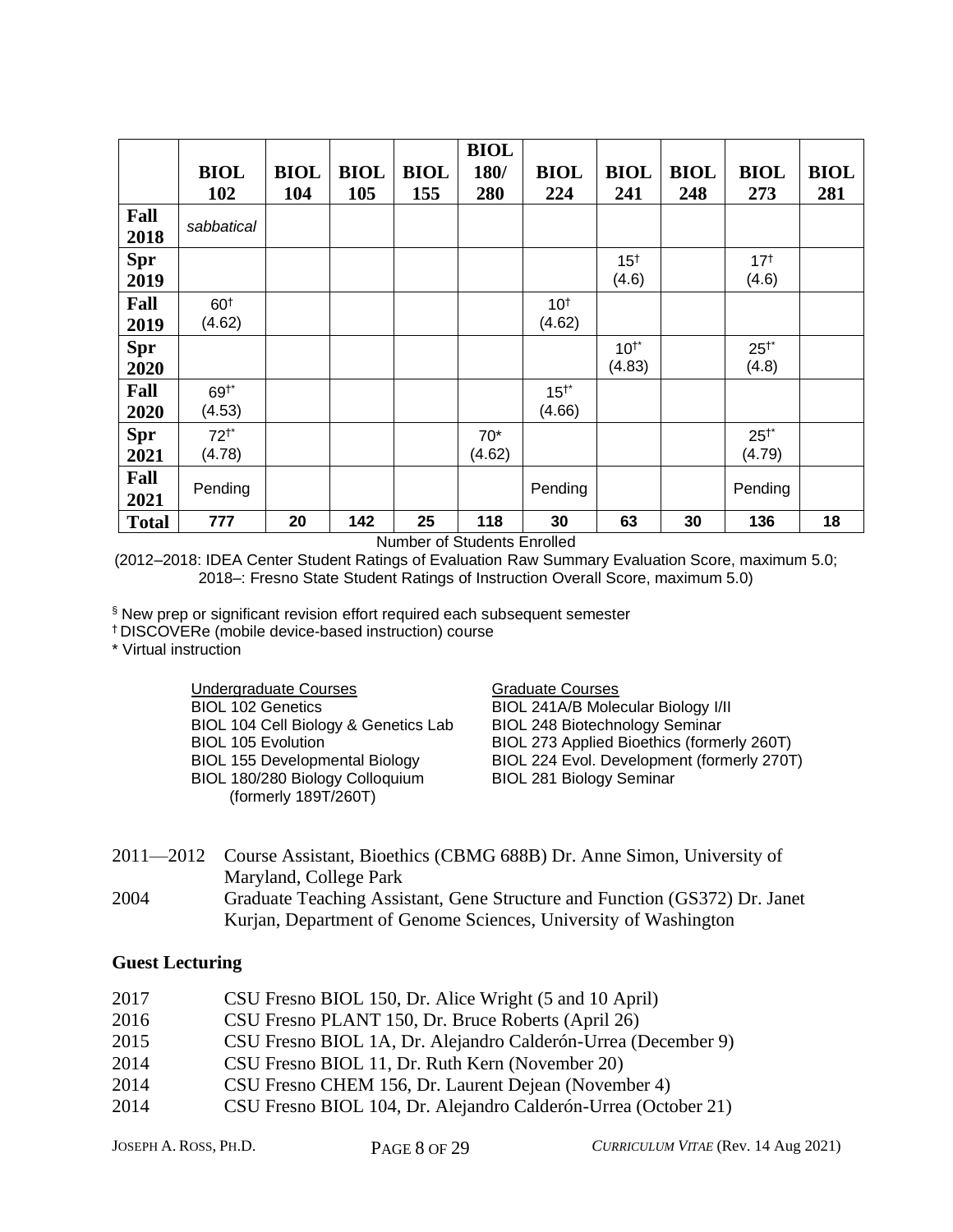| | BIOL 102 | BIOL 104 | BIOL 105 | BIOL 155 | BIOL 180/ 280 | BIOL 224 | BIOL 241 | BIOL 248 | BIOL 273 | BIOL 281 |
|---|---|---|---|---|---|---|---|---|---|---|
| **Fall 2018** | *sabbatical* | | | | | | | | | |
| **Spr 2019** | | | | | | | 15† (4.6) | | 17† (4.6) | |
| **Fall 2019** | 60† (4.62) | | | | | 10† (4.62) | | | | |
| **Spr 2020** | | | | | | | 10†* (4.83) | | 25†* (4.8) | |
| **Fall 2020** | 69†* (4.53) | | | | | 15†* (4.66) | | | | |
| **Spr 2021** | 72†* (4.78) | | | | 70* (4.62) | | | | 25†* (4.79) | |
| **Fall 2021** | Pending | | | | | Pending | | | Pending | |
| **Total** | **777** | **20** | **142** | **25** | **118** | **30** | **63** | **30** | **136** | **18** |

Number of Students Enrolled

(2012–2018: IDEA Center Student Ratings of Evaluation Raw Summary Evaluation Score, maximum 5.0; 2018–: Fresno State Student Ratings of Instruction Overall Score, maximum 5.0)

§ New prep or significant revision effort required each subsequent semester
† DISCOVERe (mobile device-based instruction) course
* Virtual instruction

Undergraduate Courses
- BIOL 102 Genetics
- BIOL 104 Cell Biology & Genetics Lab
- BIOL 105 Evolution
- BIOL 155 Developmental Biology
- BIOL 180/280 Biology Colloquium (formerly 189T/260T)

Graduate Courses
- BIOL 241A/B Molecular Biology I/II
- BIOL 248 Biotechnology Seminar
- BIOL 273 Applied Bioethics (formerly 260T)
- BIOL 224 Evol. Development (formerly 270T)
- BIOL 281 Biology Seminar

2011—2012 Course Assistant, Bioethics (CBMG 688B) Dr. Anne Simon, University of Maryland, College Park

2004 Graduate Teaching Assistant, Gene Structure and Function (GS372) Dr. Janet Kurjan, Department of Genome Sciences, University of Washington

### Guest Lecturing

- 2017 CSU Fresno BIOL 150, Dr. Alice Wright (5 and 10 April)
- 2016 CSU Fresno PLANT 150, Dr. Bruce Roberts (April 26)
- 2015 CSU Fresno BIOL 1A, Dr. Alejandro Calderón-Urrea (December 9)
- 2014 CSU Fresno BIOL 11, Dr. Ruth Kern (November 20)
- 2014 CSU Fresno CHEM 156, Dr. Laurent Dejean (November 4)
- 2014 CSU Fresno BIOL 104, Dr. Alejandro Calderón-Urrea (October 21)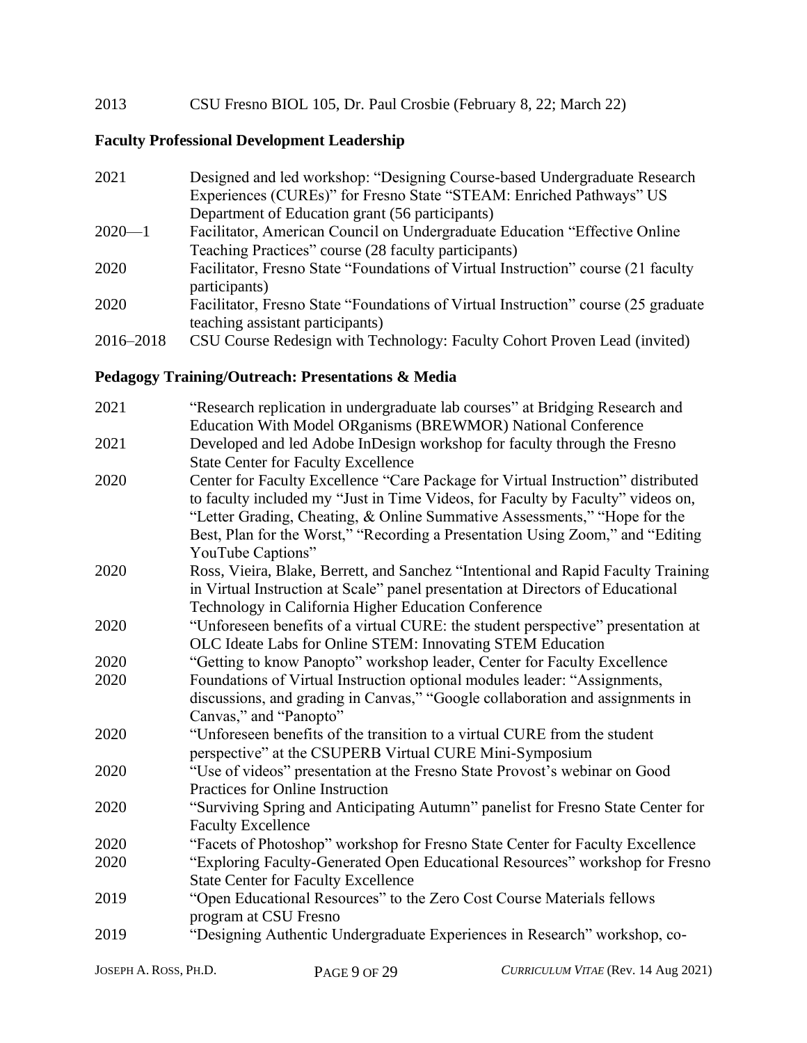2013 CSU Fresno BIOL 105, Dr. Paul Crosbie (February 8, 22; March 22)

## Faculty Professional Development Leadership

2021 Designed and led workshop: "Designing Course-based Undergraduate Research Experiences (CUREs)" for Fresno State "STEAM: Enriched Pathways" US Department of Education grant (56 participants)

2020—1 Facilitator, American Council on Undergraduate Education "Effective Online Teaching Practices" course (28 faculty participants)

2020 Facilitator, Fresno State "Foundations of Virtual Instruction" course (21 faculty participants)

2020 Facilitator, Fresno State "Foundations of Virtual Instruction" course (25 graduate teaching assistant participants)

2016–2018 CSU Course Redesign with Technology: Faculty Cohort Proven Lead (invited)

## Pedagogy Training/Outreach: Presentations & Media

2021 "Research replication in undergraduate lab courses" at Bridging Research and Education With Model ORganisms (BREWMOR) National Conference

2021 Developed and led Adobe InDesign workshop for faculty through the Fresno State Center for Faculty Excellence

2020 Center for Faculty Excellence "Care Package for Virtual Instruction" distributed to faculty included my "Just in Time Videos, for Faculty by Faculty" videos on, "Letter Grading, Cheating, & Online Summative Assessments," "Hope for the Best, Plan for the Worst," "Recording a Presentation Using Zoom," and "Editing YouTube Captions"

2020 Ross, Vieira, Blake, Berrett, and Sanchez "Intentional and Rapid Faculty Training in Virtual Instruction at Scale" panel presentation at Directors of Educational Technology in California Higher Education Conference

2020 "Unforeseen benefits of a virtual CURE: the student perspective" presentation at OLC Ideate Labs for Online STEM: Innovating STEM Education

2020 "Getting to know Panopto" workshop leader, Center for Faculty Excellence

2020 Foundations of Virtual Instruction optional modules leader: "Assignments, discussions, and grading in Canvas," "Google collaboration and assignments in Canvas," and "Panopto"

2020 "Unforeseen benefits of the transition to a virtual CURE from the student perspective" at the CSUPERB Virtual CURE Mini-Symposium

2020 "Use of videos" presentation at the Fresno State Provost's webinar on Good Practices for Online Instruction

2020 "Surviving Spring and Anticipating Autumn" panelist for Fresno State Center for Faculty Excellence

2020 "Facets of Photoshop" workshop for Fresno State Center for Faculty Excellence

2020 "Exploring Faculty-Generated Open Educational Resources" workshop for Fresno State Center for Faculty Excellence

2019 "Open Educational Resources" to the Zero Cost Course Materials fellows program at CSU Fresno

2019 "Designing Authentic Undergraduate Experiences in Research" workshop, co-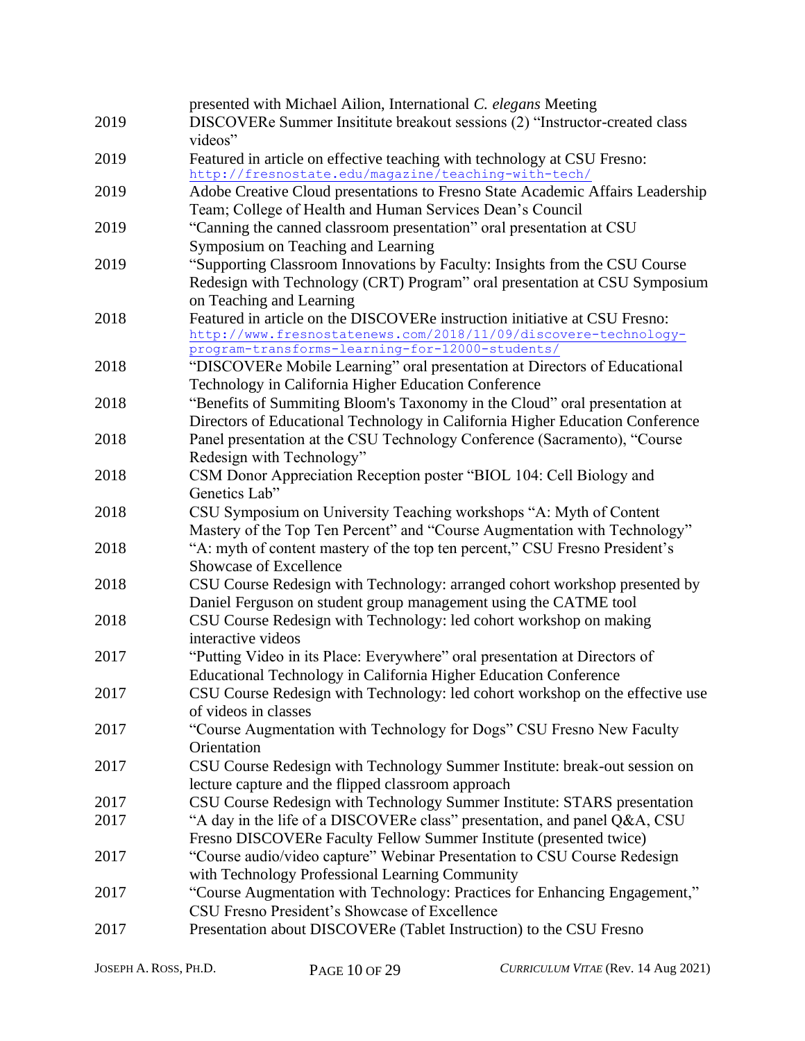| | |
|---|---|
| | presented with Michael Ailion, International *C. elegans* Meeting |
| 2019 | DISCOVERe Summer Insititute breakout sessions (2) "Instructor-created class videos" |
| 2019 | Featured in article on effective teaching with technology at CSU Fresno: http://fresnostate.edu/magazine/teaching-with-tech/ |
| 2019 | Adobe Creative Cloud presentations to Fresno State Academic Affairs Leadership Team; College of Health and Human Services Dean's Council |
| 2019 | "Canning the canned classroom presentation" oral presentation at CSU Symposium on Teaching and Learning |
| 2019 | "Supporting Classroom Innovations by Faculty: Insights from the CSU Course Redesign with Technology (CRT) Program" oral presentation at CSU Symposium on Teaching and Learning |
| 2018 | Featured in article on the DISCOVERe instruction initiative at CSU Fresno: http://www.fresnostatenews.com/2018/11/09/discovere-technology-program-transforms-learning-for-12000-students/ |
| 2018 | "DISCOVERe Mobile Learning" oral presentation at Directors of Educational Technology in California Higher Education Conference |
| 2018 | "Benefits of Summiting Bloom's Taxonomy in the Cloud" oral presentation at Directors of Educational Technology in California Higher Education Conference |
| 2018 | Panel presentation at the CSU Technology Conference (Sacramento), "Course Redesign with Technology" |
| 2018 | CSM Donor Appreciation Reception poster "BIOL 104: Cell Biology and Genetics Lab" |
| 2018 | CSU Symposium on University Teaching workshops "A: Myth of Content Mastery of the Top Ten Percent" and "Course Augmentation with Technology" |
| 2018 | "A: myth of content mastery of the top ten percent," CSU Fresno President's Showcase of Excellence |
| 2018 | CSU Course Redesign with Technology: arranged cohort workshop presented by Daniel Ferguson on student group management using the CATME tool |
| 2018 | CSU Course Redesign with Technology: led cohort workshop on making interactive videos |
| 2017 | "Putting Video in its Place: Everywhere" oral presentation at Directors of Educational Technology in California Higher Education Conference |
| 2017 | CSU Course Redesign with Technology: led cohort workshop on the effective use of videos in classes |
| 2017 | "Course Augmentation with Technology for Dogs" CSU Fresno New Faculty Orientation |
| 2017 | CSU Course Redesign with Technology Summer Institute: break-out session on lecture capture and the flipped classroom approach |
| 2017 | CSU Course Redesign with Technology Summer Institute: STARS presentation |
| 2017 | "A day in the life of a DISCOVERe class" presentation, and panel Q&A, CSU Fresno DISCOVERe Faculty Fellow Summer Institute (presented twice) |
| 2017 | "Course audio/video capture" Webinar Presentation to CSU Course Redesign with Technology Professional Learning Community |
| 2017 | "Course Augmentation with Technology: Practices for Enhancing Engagement," CSU Fresno President's Showcase of Excellence |
| 2017 | Presentation about DISCOVERe (Tablet Instruction) to the CSU Fresno |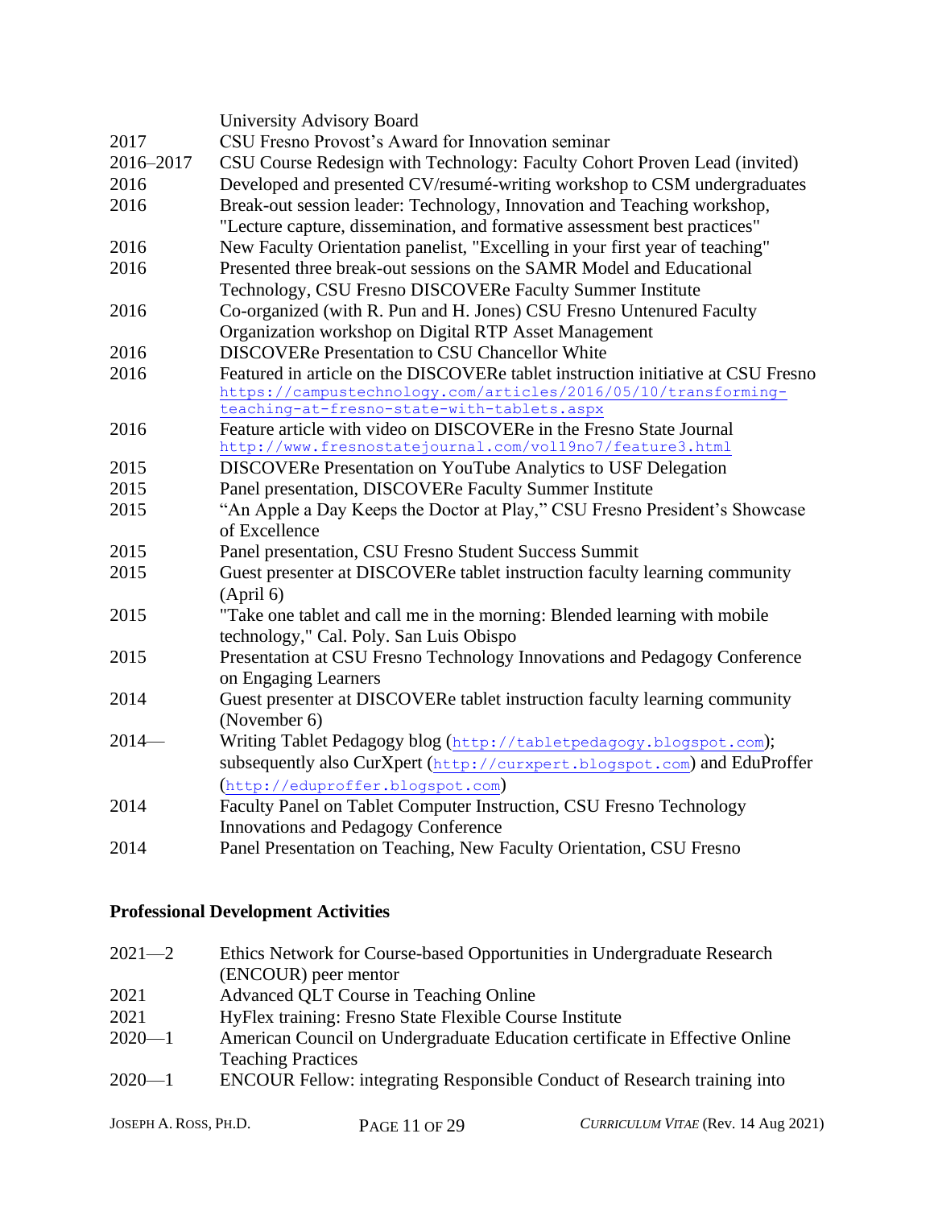| | |
|---|---|
| | University Advisory Board |
| 2017 | CSU Fresno Provost's Award for Innovation seminar |
| 2016–2017 | CSU Course Redesign with Technology: Faculty Cohort Proven Lead (invited) |
| 2016 | Developed and presented CV/resumé-writing workshop to CSM undergraduates |
| 2016 | Break-out session leader: Technology, Innovation and Teaching workshop, "Lecture capture, dissemination, and formative assessment best practices" |
| 2016 | New Faculty Orientation panelist, "Excelling in your first year of teaching" |
| 2016 | Presented three break-out sessions on the SAMR Model and Educational Technology, CSU Fresno DISCOVERe Faculty Summer Institute |
| 2016 | Co-organized (with R. Pun and H. Jones) CSU Fresno Untenured Faculty Organization workshop on Digital RTP Asset Management |
| 2016 | DISCOVERe Presentation to CSU Chancellor White |
| 2016 | Featured in article on the DISCOVERe tablet instruction initiative at CSU Fresno https://campustechnology.com/articles/2016/05/10/transforming-teaching-at-fresno-state-with-tablets.aspx |
| 2016 | Feature article with video on DISCOVERe in the Fresno State Journal http://www.fresnostatejournal.com/vol19no7/feature3.html |
| 2015 | DISCOVERe Presentation on YouTube Analytics to USF Delegation |
| 2015 | Panel presentation, DISCOVERe Faculty Summer Institute |
| 2015 | "An Apple a Day Keeps the Doctor at Play," CSU Fresno President's Showcase of Excellence |
| 2015 | Panel presentation, CSU Fresno Student Success Summit |
| 2015 | Guest presenter at DISCOVERe tablet instruction faculty learning community (April 6) |
| 2015 | "Take one tablet and call me in the morning: Blended learning with mobile technology," Cal. Poly. San Luis Obispo |
| 2015 | Presentation at CSU Fresno Technology Innovations and Pedagogy Conference on Engaging Learners |
| 2014 | Guest presenter at DISCOVERe tablet instruction faculty learning community (November 6) |
| 2014— | Writing Tablet Pedagogy blog (http://tabletpedagogy.blogspot.com); subsequently also CurXpert (http://curxpert.blogspot.com) and EduProffer (http://eduproffer.blogspot.com) |
| 2014 | Faculty Panel on Tablet Computer Instruction, CSU Fresno Technology Innovations and Pedagogy Conference |
| 2014 | Panel Presentation on Teaching, New Faculty Orientation, CSU Fresno |

## Professional Development Activities

| | |
|---|---|
| 2021—2 | Ethics Network for Course-based Opportunities in Undergraduate Research (ENCOUR) peer mentor |
| 2021 | Advanced QLT Course in Teaching Online |
| 2021 | HyFlex training: Fresno State Flexible Course Institute |
| 2020—1 | American Council on Undergraduate Education certificate in Effective Online Teaching Practices |
| 2020—1 | ENCOUR Fellow: integrating Responsible Conduct of Research training into |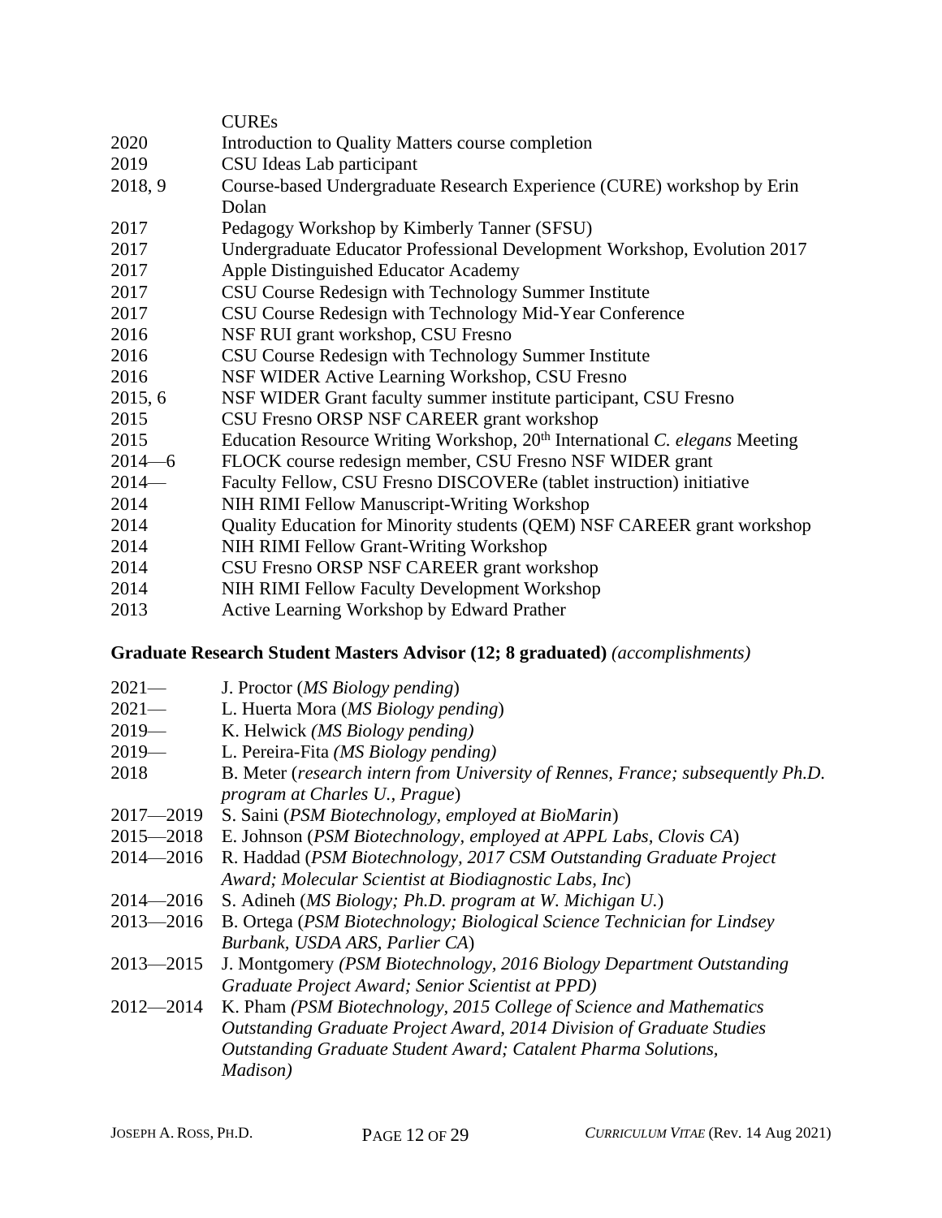| | |
|---|---|
| | CUREs |
| 2020 | Introduction to Quality Matters course completion |
| 2019 | CSU Ideas Lab participant |
| 2018, 9 | Course-based Undergraduate Research Experience (CURE) workshop by Erin Dolan |
| 2017 | Pedagogy Workshop by Kimberly Tanner (SFSU) |
| 2017 | Undergraduate Educator Professional Development Workshop, Evolution 2017 |
| 2017 | Apple Distinguished Educator Academy |
| 2017 | CSU Course Redesign with Technology Summer Institute |
| 2017 | CSU Course Redesign with Technology Mid-Year Conference |
| 2016 | NSF RUI grant workshop, CSU Fresno |
| 2016 | CSU Course Redesign with Technology Summer Institute |
| 2016 | NSF WIDER Active Learning Workshop, CSU Fresno |
| 2015, 6 | NSF WIDER Grant faculty summer institute participant, CSU Fresno |
| 2015 | CSU Fresno ORSP NSF CAREER grant workshop |
| 2015 | Education Resource Writing Workshop, 20th International *C. elegans* Meeting |
| 2014—6 | FLOCK course redesign member, CSU Fresno NSF WIDER grant |
| 2014— | Faculty Fellow, CSU Fresno DISCOVERe (tablet instruction) initiative |
| 2014 | NIH RIMI Fellow Manuscript-Writing Workshop |
| 2014 | Quality Education for Minority students (QEM) NSF CAREER grant workshop |
| 2014 | NIH RIMI Fellow Grant-Writing Workshop |
| 2014 | CSU Fresno ORSP NSF CAREER grant workshop |
| 2014 | NIH RIMI Fellow Faculty Development Workshop |
| 2013 | Active Learning Workshop by Edward Prather |

**Graduate Research Student Masters Advisor (12; 8 graduated)** *(accomplishments)*

| | |
|---|---|
| 2021— | J. Proctor (*MS Biology pending*) |
| 2021— | L. Huerta Mora (*MS Biology pending*) |
| 2019— | K. Helwick *(MS Biology pending)* |
| 2019— | L. Pereira-Fita *(MS Biology pending)* |
| 2018 | B. Meter (*research intern from University of Rennes, France; subsequently Ph.D. program at Charles U., Prague*) |
| 2017—2019 | S. Saini (*PSM Biotechnology, employed at BioMarin*) |
| 2015—2018 | E. Johnson (*PSM Biotechnology, employed at APPL Labs, Clovis CA*) |
| 2014—2016 | R. Haddad (*PSM Biotechnology, 2017 CSM Outstanding Graduate Project Award; Molecular Scientist at Biodiagnostic Labs, Inc*) |
| 2014—2016 | S. Adineh (*MS Biology; Ph.D. program at W. Michigan U.*) |
| 2013—2016 | B. Ortega (*PSM Biotechnology; Biological Science Technician for Lindsey Burbank, USDA ARS, Parlier CA*) |
| 2013—2015 | J. Montgomery *(PSM Biotechnology, 2016 Biology Department Outstanding Graduate Project Award; Senior Scientist at PPD)* |
| 2012—2014 | K. Pham *(PSM Biotechnology, 2015 College of Science and Mathematics Outstanding Graduate Project Award, 2014 Division of Graduate Studies Outstanding Graduate Student Award; Catalent Pharma Solutions, Madison)* |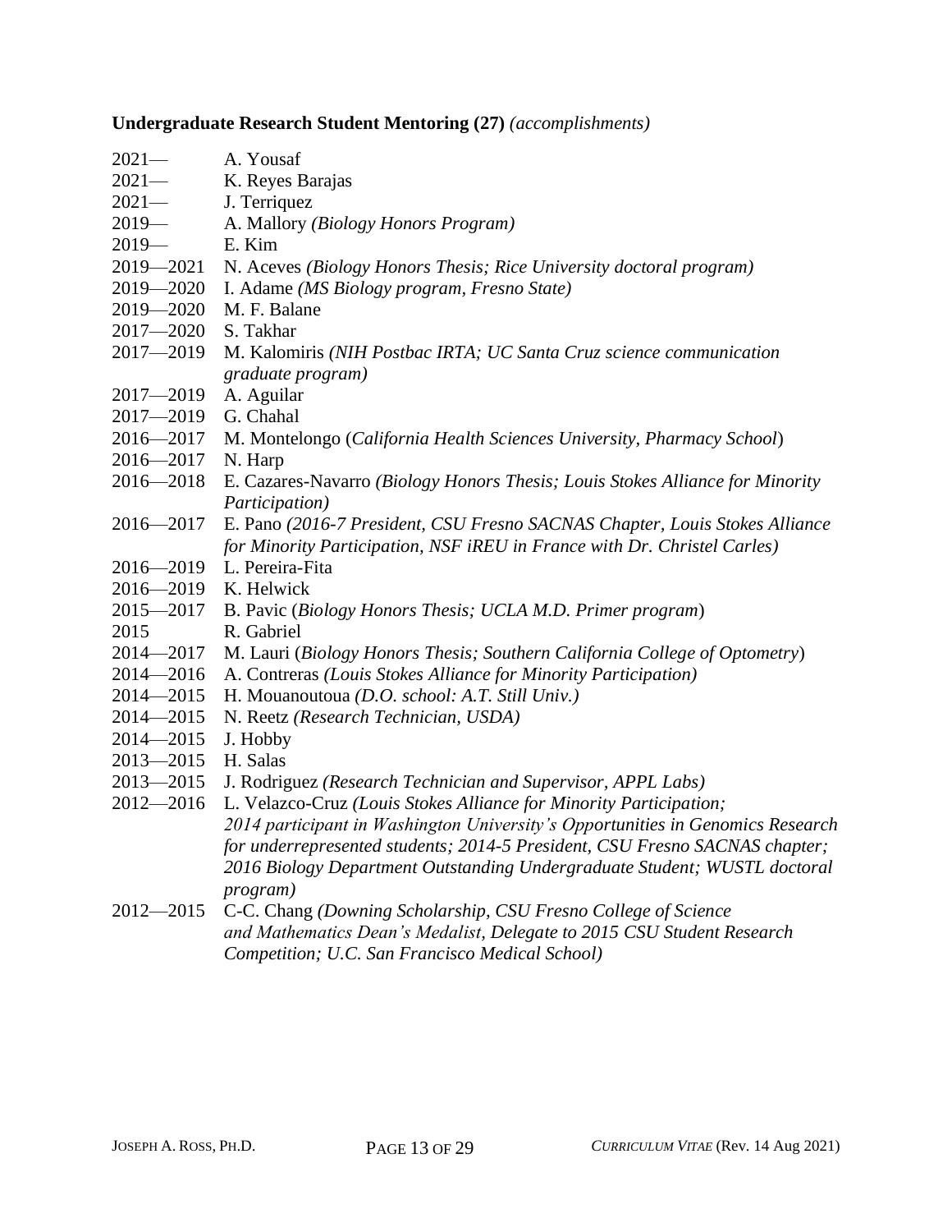**Undergraduate Research Student Mentoring (27)** *(accomplishments)*

- 2021— A. Yousaf
- 2021— K. Reyes Barajas
- 2021— J. Terriquez
- 2019— A. Mallory *(Biology Honors Program)*
- 2019— E. Kim
- 2019—2021 N. Aceves *(Biology Honors Thesis; Rice University doctoral program)*
- 2019—2020 I. Adame *(MS Biology program, Fresno State)*
- 2019—2020 M. F. Balane
- 2017—2020 S. Takhar
- 2017—2019 M. Kalomiris *(NIH Postbac IRTA; UC Santa Cruz science communication graduate program)*
- 2017—2019 A. Aguilar
- 2017—2019 G. Chahal
- 2016—2017 M. Montelongo (*California Health Sciences University, Pharmacy School*)
- 2016—2017 N. Harp
- 2016—2018 E. Cazares-Navarro *(Biology Honors Thesis; Louis Stokes Alliance for Minority Participation)*
- 2016—2017 E. Pano *(2016-7 President, CSU Fresno SACNAS Chapter, Louis Stokes Alliance for Minority Participation, NSF iREU in France with Dr. Christel Carles)*
- 2016—2019 L. Pereira-Fita
- 2016—2019 K. Helwick
- 2015—2017 B. Pavic (*Biology Honors Thesis; UCLA M.D. Primer program*)
- 2015 R. Gabriel
- 2014—2017 M. Lauri (*Biology Honors Thesis; Southern California College of Optometry*)
- 2014—2016 A. Contreras *(Louis Stokes Alliance for Minority Participation)*
- 2014—2015 H. Mouanoutoua *(D.O. school: A.T. Still Univ.)*
- 2014—2015 N. Reetz *(Research Technician, USDA)*
- 2014—2015 J. Hobby
- 2013—2015 H. Salas
- 2013—2015 J. Rodriguez *(Research Technician and Supervisor, APPL Labs)*
- 2012—2016 L. Velazco-Cruz *(Louis Stokes Alliance for Minority Participation; 2014 participant in Washington University's Opportunities in Genomics Research for underrepresented students; 2014-5 President, CSU Fresno SACNAS chapter; 2016 Biology Department Outstanding Undergraduate Student; WUSTL doctoral program)*
- 2012—2015 C-C. Chang *(Downing Scholarship, CSU Fresno College of Science and Mathematics Dean's Medalist, Delegate to 2015 CSU Student Research Competition; U.C. San Francisco Medical School)*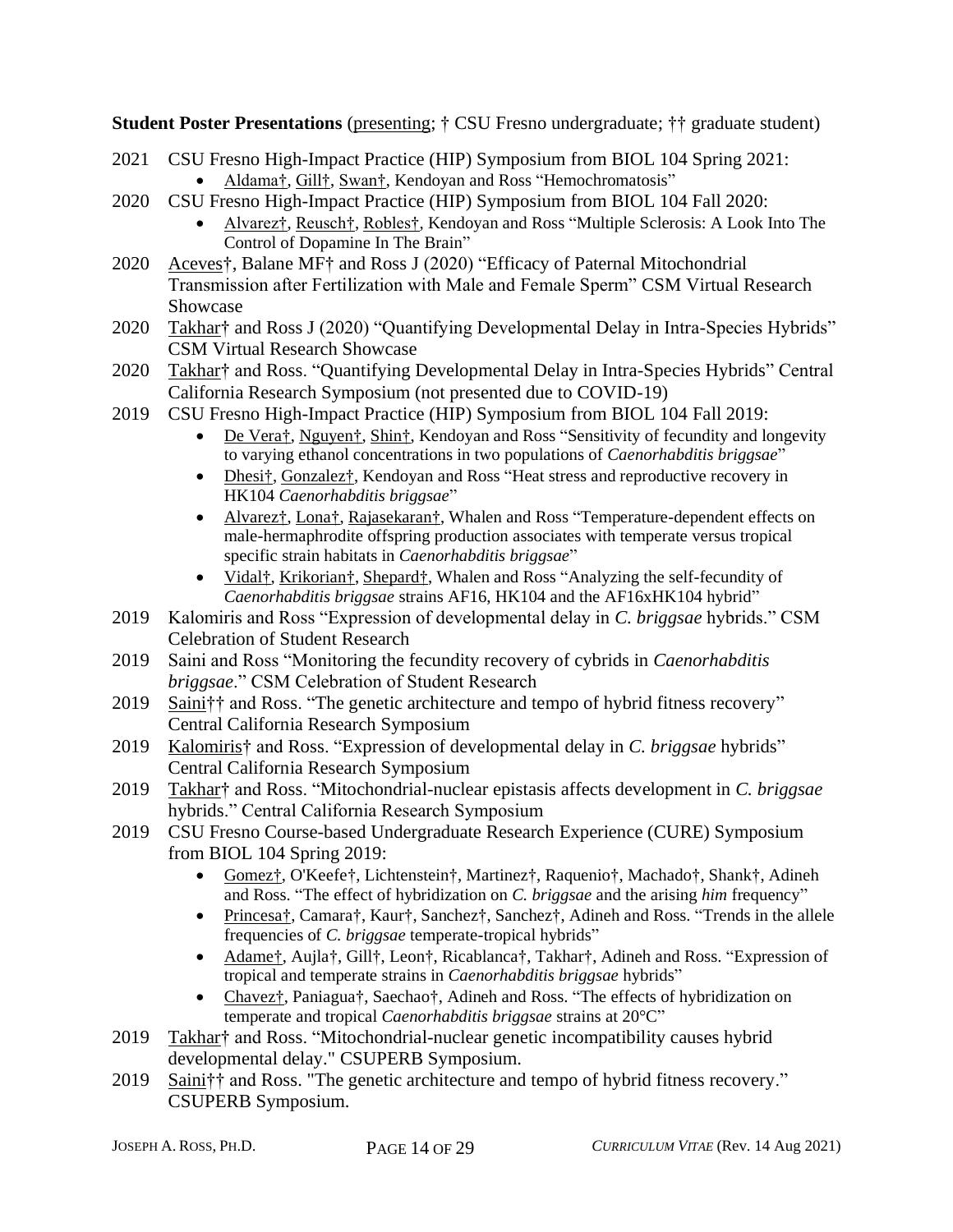**Student Poster Presentations** (<u>presenting</u>; † CSU Fresno undergraduate; †† graduate student)

2021 CSU Fresno High-Impact Practice (HIP) Symposium from BIOL 104 Spring 2021:

- <u>Aldama†</u>, <u>Gill†</u>, <u>Swan†</u>, Kendoyan and Ross "Hemochromatosis"

2020 CSU Fresno High-Impact Practice (HIP) Symposium from BIOL 104 Fall 2020:

- <u>Alvarez†</u>, <u>Reusch†</u>, <u>Robles†</u>, Kendoyan and Ross "Multiple Sclerosis: A Look Into The Control of Dopamine In The Brain"

2020 <u>Aceves†</u>, Balane MF† and Ross J (2020) "Efficacy of Paternal Mitochondrial Transmission after Fertilization with Male and Female Sperm" CSM Virtual Research Showcase

2020 <u>Takhar†</u> and Ross J (2020) "Quantifying Developmental Delay in Intra-Species Hybrids" CSM Virtual Research Showcase

2020 <u>Takhar†</u> and Ross. "Quantifying Developmental Delay in Intra-Species Hybrids" Central California Research Symposium (not presented due to COVID-19)

2019 CSU Fresno High-Impact Practice (HIP) Symposium from BIOL 104 Fall 2019:

- <u>De Vera†</u>, <u>Nguyen†</u>, <u>Shin†</u>, Kendoyan and Ross "Sensitivity of fecundity and longevity to varying ethanol concentrations in two populations of *Caenorhabditis briggsae*"
- <u>Dhesi†</u>, <u>Gonzalez†</u>, Kendoyan and Ross "Heat stress and reproductive recovery in HK104 *Caenorhabditis briggsae*"
- <u>Alvarez†</u>, <u>Lona†</u>, <u>Rajasekaran†</u>, Whalen and Ross "Temperature-dependent effects on male-hermaphrodite offspring production associates with temperate versus tropical specific strain habitats in *Caenorhabditis briggsae*"
- <u>Vidal†</u>, <u>Krikorian†</u>, <u>Shepard†</u>, Whalen and Ross "Analyzing the self-fecundity of *Caenorhabditis briggsae* strains AF16, HK104 and the AF16xHK104 hybrid"

2019 Kalomiris and Ross "Expression of developmental delay in *C. briggsae* hybrids." CSM Celebration of Student Research

2019 Saini and Ross "Monitoring the fecundity recovery of cybrids in *Caenorhabditis briggsae*." CSM Celebration of Student Research

2019 <u>Saini††</u> and Ross. "The genetic architecture and tempo of hybrid fitness recovery" Central California Research Symposium

2019 <u>Kalomiris†</u> and Ross. "Expression of developmental delay in *C. briggsae* hybrids" Central California Research Symposium

2019 <u>Takhar†</u> and Ross. "Mitochondrial-nuclear epistasis affects development in *C. briggsae* hybrids." Central California Research Symposium

2019 CSU Fresno Course-based Undergraduate Research Experience (CURE) Symposium from BIOL 104 Spring 2019:

- <u>Gomez†</u>, O'Keefe†, Lichtenstein†, Martinez†, Raquenio†, Machado†, Shank†, Adineh and Ross. "The effect of hybridization on *C. briggsae* and the arising *him* frequency"
- <u>Princesa†</u>, Camara†, Kaur†, Sanchez†, Sanchez†, Adineh and Ross. "Trends in the allele frequencies of *C. briggsae* temperate-tropical hybrids"
- <u>Adame†</u>, Aujla†, Gill†, Leon†, Ricablanca†, Takhar†, Adineh and Ross. "Expression of tropical and temperate strains in *Caenorhabditis briggsae* hybrids"
- <u>Chavez†</u>, Paniagua†, Saechao†, Adineh and Ross. "The effects of hybridization on temperate and tropical *Caenorhabditis briggsae* strains at 20°C"

2019 <u>Takhar†</u> and Ross. "Mitochondrial-nuclear genetic incompatibility causes hybrid developmental delay." CSUPERB Symposium.

2019 <u>Saini††</u> and Ross. "The genetic architecture and tempo of hybrid fitness recovery." CSUPERB Symposium.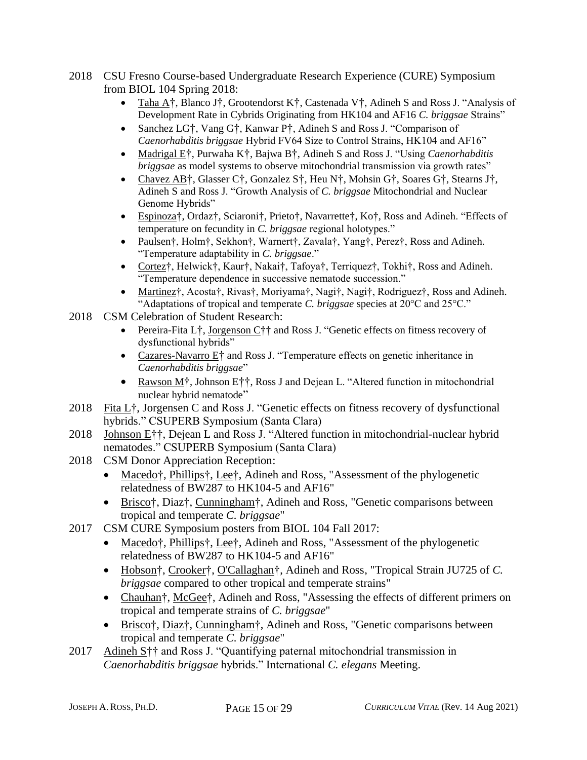2018 CSU Fresno Course-based Undergraduate Research Experience (CURE) Symposium from BIOL 104 Spring 2018:

- <u>Taha A</u>†, Blanco J†, Grootendorst K†, Castenada V†, Adineh S and Ross J. “Analysis of Development Rate in Cybrids Originating from HK104 and AF16 *C. briggsae* Strains”
- <u>Sanchez LG</u>†, Vang G†, Kanwar P†, Adineh S and Ross J. “Comparison of *Caenorhabditis briggsae* Hybrid FV64 Size to Control Strains, HK104 and AF16”
- <u>Madrigal E</u>†, Purwaha K†, Bajwa B†, Adineh S and Ross J. “Using *Caenorhabditis briggsae* as model systems to observe mitochondrial transmission via growth rates”
- <u>Chavez AB</u>†, Glasser C†, Gonzalez S†, Heu N†, Mohsin G†, Soares G†, Stearns J†, Adineh S and Ross J. “Growth Analysis of *C. briggsae* Mitochondrial and Nuclear Genome Hybrids”
- <u>Espinoza</u>†, Ordaz†, Sciaroni†, Prieto†, Navarrette†, Ko†, Ross and Adineh. “Effects of temperature on fecundity in *C. briggsae* regional holotypes.”
- <u>Paulsen</u>†, Holm†, Sekhon†, Warnert†, Zavala†, Yang†, Perez†, Ross and Adineh. “Temperature adaptability in *C. briggsae*.”
- <u>Cortez</u>†, Helwick†, Kaur†, Nakai†, Tafoya†, Terriquez†, Tokhi†, Ross and Adineh. “Temperature dependence in successive nematode succession.”
- <u>Martinez</u>†, Acosta†, Rivas†, Moriyama†, Nagi†, Nagi†, Rodriguez†, Ross and Adineh. “Adaptations of tropical and temperate *C. briggsae* species at 20°C and 25°C.”

2018 CSM Celebration of Student Research:

- Pereira-Fita L†, <u>Jorgenson C</u>†† and Ross J. “Genetic effects on fitness recovery of dysfunctional hybrids”
- <u>Cazares-Navarro E</u>† and Ross J. “Temperature effects on genetic inheritance in *Caenorhabditis briggsae*”
- <u>Rawson M</u>†, Johnson E††, Ross J and Dejean L. “Altered function in mitochondrial nuclear hybrid nematode”

2018 <u>Fita L</u>†, Jorgensen C and Ross J. “Genetic effects on fitness recovery of dysfunctional hybrids.” CSUPERB Symposium (Santa Clara)

2018 <u>Johnson E</u>††, Dejean L and Ross J. “Altered function in mitochondrial-nuclear hybrid nematodes.” CSUPERB Symposium (Santa Clara)

2018 CSM Donor Appreciation Reception:

- <u>Macedo</u>†, <u>Phillips</u>†, <u>Lee</u>†, Adineh and Ross, "Assessment of the phylogenetic relatedness of BW287 to HK104-5 and AF16"
- <u>Brisco</u>†, Diaz†, <u>Cunningham</u>†, Adineh and Ross, "Genetic comparisons between tropical and temperate *C. briggsae*"

2017 CSM CURE Symposium posters from BIOL 104 Fall 2017:

- <u>Macedo</u>†, <u>Phillips</u>†, <u>Lee</u>†, Adineh and Ross, "Assessment of the phylogenetic relatedness of BW287 to HK104-5 and AF16"
- <u>Hobson</u>†, <u>Crooker</u>†, <u>O'Callaghan</u>†, Adineh and Ross, "Tropical Strain JU725 of *C. briggsae* compared to other tropical and temperate strains"
- <u>Chauhan</u>†, <u>McGee</u>†, Adineh and Ross, "Assessing the effects of different primers on tropical and temperate strains of *C. briggsae*"
- <u>Brisco</u>†, <u>Diaz</u>†, <u>Cunningham</u>†, Adineh and Ross, "Genetic comparisons between tropical and temperate *C. briggsae*"

2017 <u>Adineh S</u>†† and Ross J. “Quantifying paternal mitochondrial transmission in *Caenorhabditis briggsae* hybrids.” International *C. elegans* Meeting.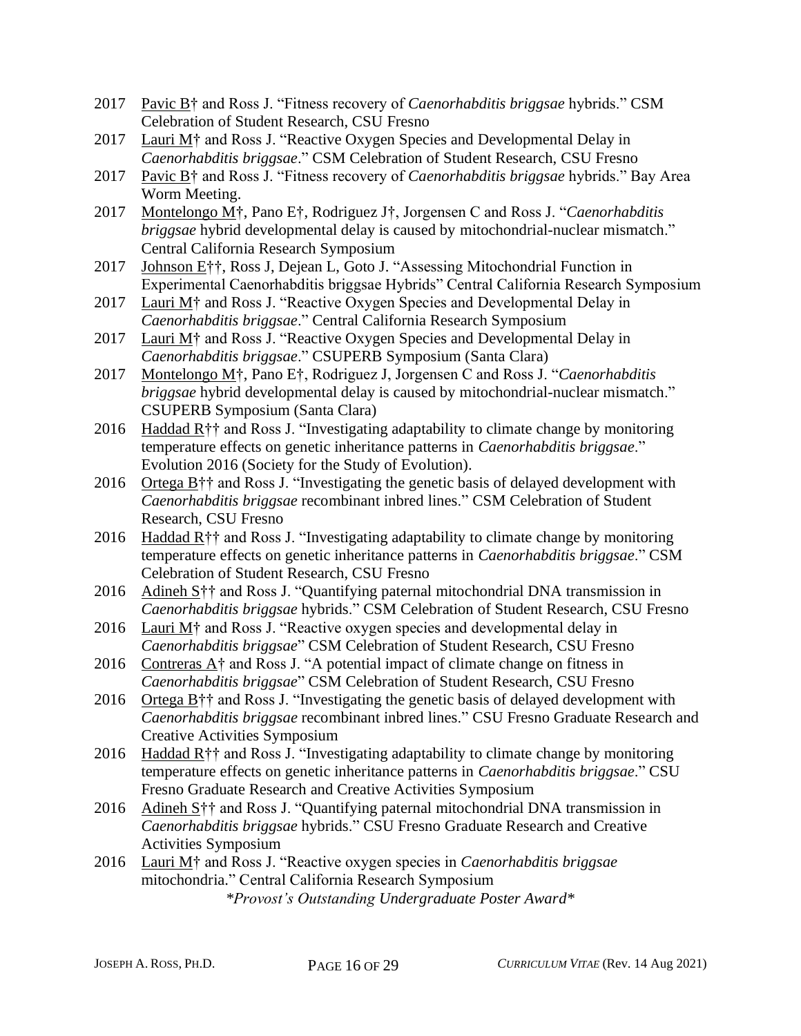2017 <u>Pavic B</u>† and Ross J. "Fitness recovery of *Caenorhabditis briggsae* hybrids." CSM Celebration of Student Research, CSU Fresno

2017 <u>Lauri M</u>† and Ross J. "Reactive Oxygen Species and Developmental Delay in *Caenorhabditis briggsae*." CSM Celebration of Student Research, CSU Fresno

2017 <u>Pavic B</u>† and Ross J. "Fitness recovery of *Caenorhabditis briggsae* hybrids." Bay Area Worm Meeting.

2017 <u>Montelongo M</u>†, Pano E†, Rodriguez J†, Jorgensen C and Ross J. "*Caenorhabditis briggsae* hybrid developmental delay is caused by mitochondrial-nuclear mismatch." Central California Research Symposium

2017 <u>Johnson E</u>††, Ross J, Dejean L, Goto J. "Assessing Mitochondrial Function in Experimental Caenorhabditis briggsae Hybrids" Central California Research Symposium

2017 <u>Lauri M</u>† and Ross J. "Reactive Oxygen Species and Developmental Delay in *Caenorhabditis briggsae*." Central California Research Symposium

2017 <u>Lauri M</u>† and Ross J. "Reactive Oxygen Species and Developmental Delay in *Caenorhabditis briggsae*." CSUPERB Symposium (Santa Clara)

2017 <u>Montelongo M</u>†, Pano E†, Rodriguez J, Jorgensen C and Ross J. "*Caenorhabditis briggsae* hybrid developmental delay is caused by mitochondrial-nuclear mismatch." CSUPERB Symposium (Santa Clara)

2016 <u>Haddad R</u>†† and Ross J. "Investigating adaptability to climate change by monitoring temperature effects on genetic inheritance patterns in *Caenorhabditis briggsae*." Evolution 2016 (Society for the Study of Evolution).

2016 <u>Ortega B</u>†† and Ross J. "Investigating the genetic basis of delayed development with *Caenorhabditis briggsae* recombinant inbred lines." CSM Celebration of Student Research, CSU Fresno

2016 <u>Haddad R</u>†† and Ross J. "Investigating adaptability to climate change by monitoring temperature effects on genetic inheritance patterns in *Caenorhabditis briggsae*." CSM Celebration of Student Research, CSU Fresno

2016 <u>Adineh S</u>†† and Ross J. "Quantifying paternal mitochondrial DNA transmission in *Caenorhabditis briggsae* hybrids." CSM Celebration of Student Research, CSU Fresno

2016 <u>Lauri M</u>† and Ross J. "Reactive oxygen species and developmental delay in *Caenorhabditis briggsae*" CSM Celebration of Student Research, CSU Fresno

2016 <u>Contreras A</u>† and Ross J. "A potential impact of climate change on fitness in *Caenorhabditis briggsae*" CSM Celebration of Student Research, CSU Fresno

2016 <u>Ortega B</u>†† and Ross J. "Investigating the genetic basis of delayed development with *Caenorhabditis briggsae* recombinant inbred lines." CSU Fresno Graduate Research and Creative Activities Symposium

2016 <u>Haddad R</u>†† and Ross J. "Investigating adaptability to climate change by monitoring temperature effects on genetic inheritance patterns in *Caenorhabditis briggsae*." CSU Fresno Graduate Research and Creative Activities Symposium

2016 <u>Adineh S</u>†† and Ross J. "Quantifying paternal mitochondrial DNA transmission in *Caenorhabditis briggsae* hybrids." CSU Fresno Graduate Research and Creative Activities Symposium

2016 <u>Lauri M</u>† and Ross J. "Reactive oxygen species in *Caenorhabditis briggsae* mitochondria." Central California Research Symposium
*\*Provost's Outstanding Undergraduate Poster Award\**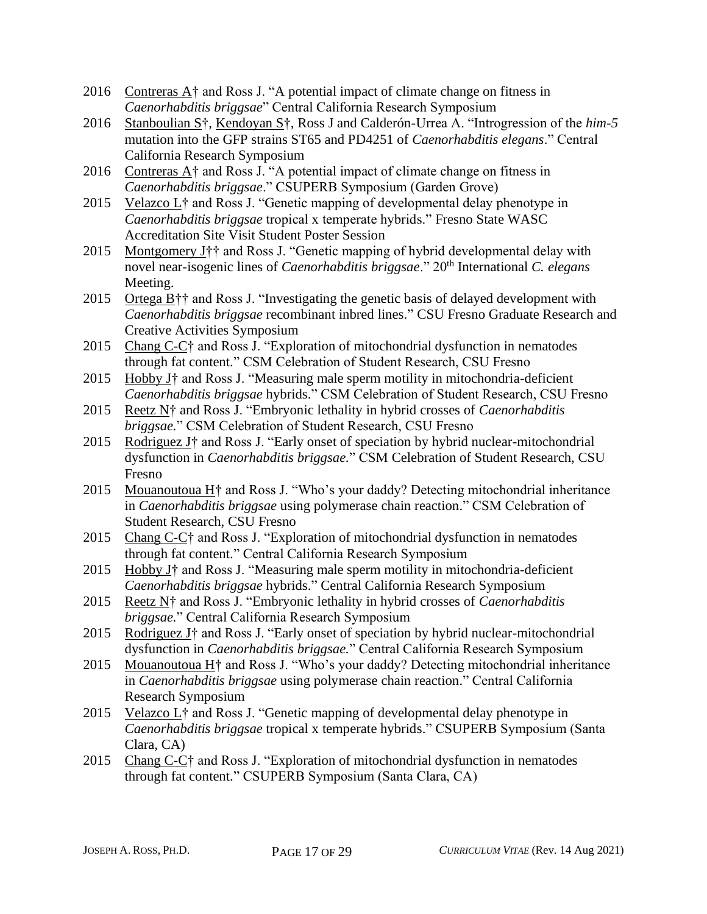2016 Contreras A† and Ross J. "A potential impact of climate change on fitness in *Caenorhabditis briggsae*" Central California Research Symposium

2016 Stanboulian S†, Kendoyan S†, Ross J and Calderón-Urrea A. "Introgression of the *him-5* mutation into the GFP strains ST65 and PD4251 of *Caenorhabditis elegans*." Central California Research Symposium

2016 Contreras A† and Ross J. "A potential impact of climate change on fitness in *Caenorhabditis briggsae*." CSUPERB Symposium (Garden Grove)

2015 Velazco L† and Ross J. "Genetic mapping of developmental delay phenotype in *Caenorhabditis briggsae* tropical x temperate hybrids." Fresno State WASC Accreditation Site Visit Student Poster Session

2015 Montgomery J†† and Ross J. "Genetic mapping of hybrid developmental delay with novel near-isogenic lines of *Caenorhabditis briggsae*." 20th International *C. elegans* Meeting.

2015 Ortega B†† and Ross J. "Investigating the genetic basis of delayed development with *Caenorhabditis briggsae* recombinant inbred lines." CSU Fresno Graduate Research and Creative Activities Symposium

2015 Chang C-C† and Ross J. "Exploration of mitochondrial dysfunction in nematodes through fat content." CSM Celebration of Student Research, CSU Fresno

2015 Hobby J† and Ross J. "Measuring male sperm motility in mitochondria-deficient *Caenorhabditis briggsae* hybrids." CSM Celebration of Student Research, CSU Fresno

2015 Reetz N† and Ross J. "Embryonic lethality in hybrid crosses of *Caenorhabditis briggsae.*" CSM Celebration of Student Research, CSU Fresno

2015 Rodriguez J† and Ross J. "Early onset of speciation by hybrid nuclear-mitochondrial dysfunction in *Caenorhabditis briggsae.*" CSM Celebration of Student Research, CSU Fresno

2015 Mouanoutoua H† and Ross J. "Who's your daddy? Detecting mitochondrial inheritance in *Caenorhabditis briggsae* using polymerase chain reaction." CSM Celebration of Student Research, CSU Fresno

2015 Chang C-C† and Ross J. "Exploration of mitochondrial dysfunction in nematodes through fat content." Central California Research Symposium

2015 Hobby J† and Ross J. "Measuring male sperm motility in mitochondria-deficient *Caenorhabditis briggsae* hybrids." Central California Research Symposium

2015 Reetz N† and Ross J. "Embryonic lethality in hybrid crosses of *Caenorhabditis briggsae.*" Central California Research Symposium

2015 Rodriguez J† and Ross J. "Early onset of speciation by hybrid nuclear-mitochondrial dysfunction in *Caenorhabditis briggsae.*" Central California Research Symposium

2015 Mouanoutoua H† and Ross J. "Who's your daddy? Detecting mitochondrial inheritance in *Caenorhabditis briggsae* using polymerase chain reaction." Central California Research Symposium

2015 Velazco L† and Ross J. "Genetic mapping of developmental delay phenotype in *Caenorhabditis briggsae* tropical x temperate hybrids." CSUPERB Symposium (Santa Clara, CA)

2015 Chang C-C† and Ross J. "Exploration of mitochondrial dysfunction in nematodes through fat content." CSUPERB Symposium (Santa Clara, CA)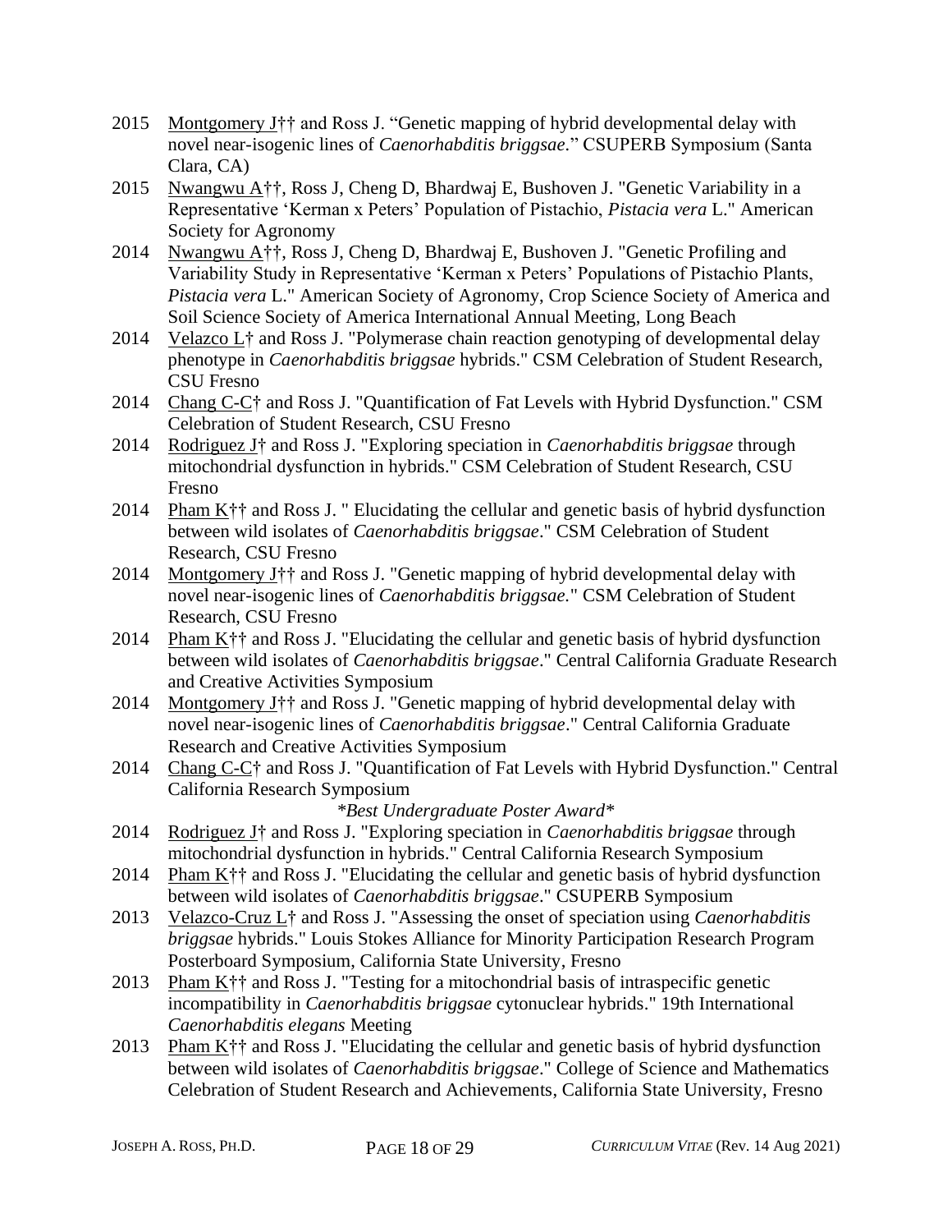2015 Montgomery J†† and Ross J. "Genetic mapping of hybrid developmental delay with novel near-isogenic lines of *Caenorhabditis briggsae*." CSUPERB Symposium (Santa Clara, CA)

2015 Nwangwu A††, Ross J, Cheng D, Bhardwaj E, Bushoven J. "Genetic Variability in a Representative 'Kerman x Peters' Population of Pistachio, *Pistacia vera* L." American Society for Agronomy

2014 Nwangwu A††, Ross J, Cheng D, Bhardwaj E, Bushoven J. "Genetic Profiling and Variability Study in Representative 'Kerman x Peters' Populations of Pistachio Plants, *Pistacia vera* L." American Society of Agronomy, Crop Science Society of America and Soil Science Society of America International Annual Meeting, Long Beach

2014 Velazco L† and Ross J. "Polymerase chain reaction genotyping of developmental delay phenotype in *Caenorhabditis briggsae* hybrids." CSM Celebration of Student Research, CSU Fresno

2014 Chang C-C† and Ross J. "Quantification of Fat Levels with Hybrid Dysfunction." CSM Celebration of Student Research, CSU Fresno

2014 Rodriguez J† and Ross J. "Exploring speciation in *Caenorhabditis briggsae* through mitochondrial dysfunction in hybrids." CSM Celebration of Student Research, CSU Fresno

2014 Pham K†† and Ross J. " Elucidating the cellular and genetic basis of hybrid dysfunction between wild isolates of *Caenorhabditis briggsae*." CSM Celebration of Student Research, CSU Fresno

2014 Montgomery J†† and Ross J. "Genetic mapping of hybrid developmental delay with novel near-isogenic lines of *Caenorhabditis briggsae*." CSM Celebration of Student Research, CSU Fresno

2014 Pham K†† and Ross J. "Elucidating the cellular and genetic basis of hybrid dysfunction between wild isolates of *Caenorhabditis briggsae*." Central California Graduate Research and Creative Activities Symposium

2014 Montgomery J†† and Ross J. "Genetic mapping of hybrid developmental delay with novel near-isogenic lines of *Caenorhabditis briggsae*." Central California Graduate Research and Creative Activities Symposium

2014 Chang C-C† and Ross J. "Quantification of Fat Levels with Hybrid Dysfunction." Central California Research Symposium
*\*Best Undergraduate Poster Award\**

2014 Rodriguez J† and Ross J. "Exploring speciation in *Caenorhabditis briggsae* through mitochondrial dysfunction in hybrids." Central California Research Symposium

2014 Pham K†† and Ross J. "Elucidating the cellular and genetic basis of hybrid dysfunction between wild isolates of *Caenorhabditis briggsae*." CSUPERB Symposium

2013 Velazco-Cruz L† and Ross J. "Assessing the onset of speciation using *Caenorhabditis briggsae* hybrids." Louis Stokes Alliance for Minority Participation Research Program Posterboard Symposium, California State University, Fresno

2013 Pham K†† and Ross J. "Testing for a mitochondrial basis of intraspecific genetic incompatibility in *Caenorhabditis briggsae* cytonuclear hybrids." 19th International *Caenorhabditis elegans* Meeting

2013 Pham K†† and Ross J. "Elucidating the cellular and genetic basis of hybrid dysfunction between wild isolates of *Caenorhabditis briggsae*." College of Science and Mathematics Celebration of Student Research and Achievements, California State University, Fresno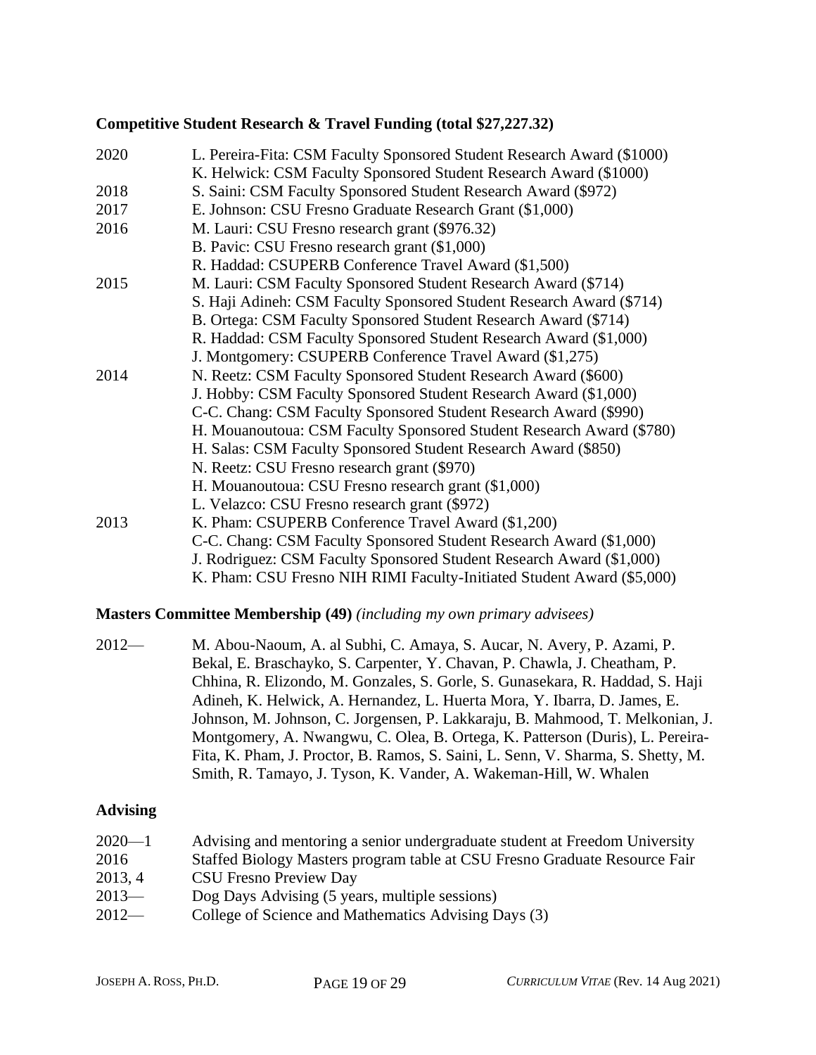**Competitive Student Research & Travel Funding (total $27,227.32)**

2020 L. Pereira-Fita: CSM Faculty Sponsored Student Research Award ($1000)
K. Helwick: CSM Faculty Sponsored Student Research Award ($1000)

2018 S. Saini: CSM Faculty Sponsored Student Research Award ($972)

2017 E. Johnson: CSU Fresno Graduate Research Grant ($1,000)

2016 M. Lauri: CSU Fresno research grant ($976.32)
B. Pavic: CSU Fresno research grant ($1,000)
R. Haddad: CSUPERB Conference Travel Award ($1,500)

2015 M. Lauri: CSM Faculty Sponsored Student Research Award ($714)
S. Haji Adineh: CSM Faculty Sponsored Student Research Award ($714)
B. Ortega: CSM Faculty Sponsored Student Research Award ($714)
R. Haddad: CSM Faculty Sponsored Student Research Award ($1,000)
J. Montgomery: CSUPERB Conference Travel Award ($1,275)

2014 N. Reetz: CSM Faculty Sponsored Student Research Award ($600)
J. Hobby: CSM Faculty Sponsored Student Research Award ($1,000)
C-C. Chang: CSM Faculty Sponsored Student Research Award ($990)
H. Mouanoutoua: CSM Faculty Sponsored Student Research Award ($780)
H. Salas: CSM Faculty Sponsored Student Research Award ($850)
N. Reetz: CSU Fresno research grant ($970)
H. Mouanoutoua: CSU Fresno research grant ($1,000)
L. Velazco: CSU Fresno research grant ($972)

2013 K. Pham: CSUPERB Conference Travel Award ($1,200)
C-C. Chang: CSM Faculty Sponsored Student Research Award ($1,000)
J. Rodriguez: CSM Faculty Sponsored Student Research Award ($1,000)
K. Pham: CSU Fresno NIH RIMI Faculty-Initiated Student Award ($5,000)

**Masters Committee Membership (49)** *(including my own primary advisees)*

2012— M. Abou-Naoum, A. al Subhi, C. Amaya, S. Aucar, N. Avery, P. Azami, P. Bekal, E. Braschayko, S. Carpenter, Y. Chavan, P. Chawla, J. Cheatham, P. Chhina, R. Elizondo, M. Gonzales, S. Gorle, S. Gunasekara, R. Haddad, S. Haji Adineh, K. Helwick, A. Hernandez, L. Huerta Mora, Y. Ibarra, D. James, E. Johnson, M. Johnson, C. Jorgensen, P. Lakkaraju, B. Mahmood, T. Melkonian, J. Montgomery, A. Nwangwu, C. Olea, B. Ortega, K. Patterson (Duris), L. Pereira-Fita, K. Pham, J. Proctor, B. Ramos, S. Saini, L. Senn, V. Sharma, S. Shetty, M. Smith, R. Tamayo, J. Tyson, K. Vander, A. Wakeman-Hill, W. Whalen

## Advising

2020—1 Advising and mentoring a senior undergraduate student at Freedom University

2016 Staffed Biology Masters program table at CSU Fresno Graduate Resource Fair

2013, 4 CSU Fresno Preview Day

2013— Dog Days Advising (5 years, multiple sessions)

2012— College of Science and Mathematics Advising Days (3)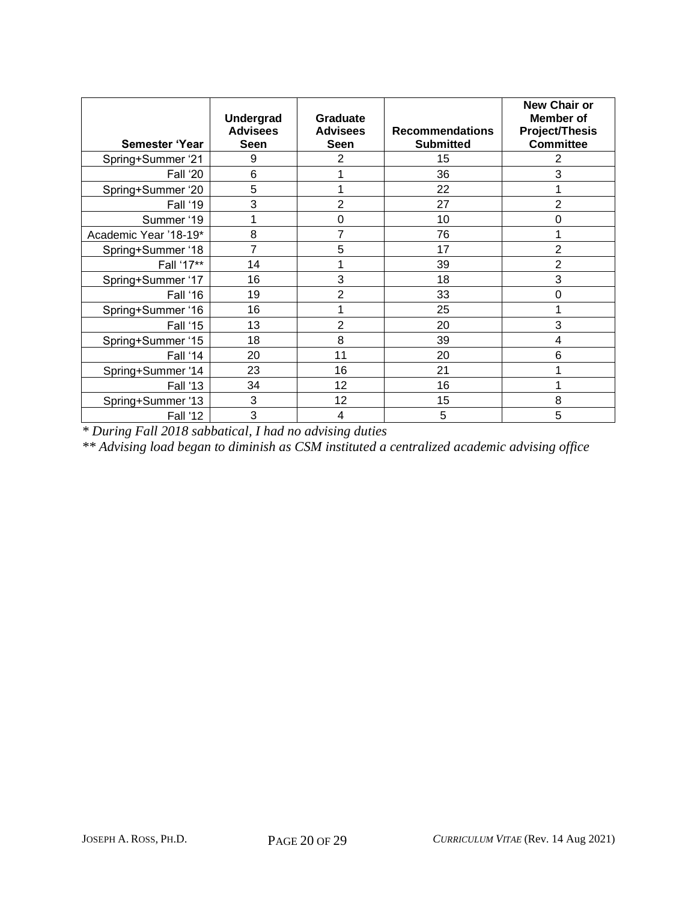| Semester 'Year | Undergrad Advisees Seen | Graduate Advisees Seen | Recommendations Submitted | New Chair or Member of Project/Thesis Committee |
|---|---|---|---|---|
| Spring+Summer '21 | 9 | 2 | 15 | 2 |
| Fall '20 | 6 | 1 | 36 | 3 |
| Spring+Summer '20 | 5 | 1 | 22 | 1 |
| Fall '19 | 3 | 2 | 27 | 2 |
| Summer '19 | 1 | 0 | 10 | 0 |
| Academic Year '18-19* | 8 | 7 | 76 | 1 |
| Spring+Summer '18 | 7 | 5 | 17 | 2 |
| Fall '17** | 14 | 1 | 39 | 2 |
| Spring+Summer '17 | 16 | 3 | 18 | 3 |
| Fall '16 | 19 | 2 | 33 | 0 |
| Spring+Summer '16 | 16 | 1 | 25 | 1 |
| Fall '15 | 13 | 2 | 20 | 3 |
| Spring+Summer '15 | 18 | 8 | 39 | 4 |
| Fall '14 | 20 | 11 | 20 | 6 |
| Spring+Summer '14 | 23 | 16 | 21 | 1 |
| Fall '13 | 34 | 12 | 16 | 1 |
| Spring+Summer '13 | 3 | 12 | 15 | 8 |
| Fall '12 | 3 | 4 | 5 | 5 |

*\* During Fall 2018 sabbatical, I had no advising duties*

*\*\* Advising load began to diminish as CSM instituted a centralized academic advising office*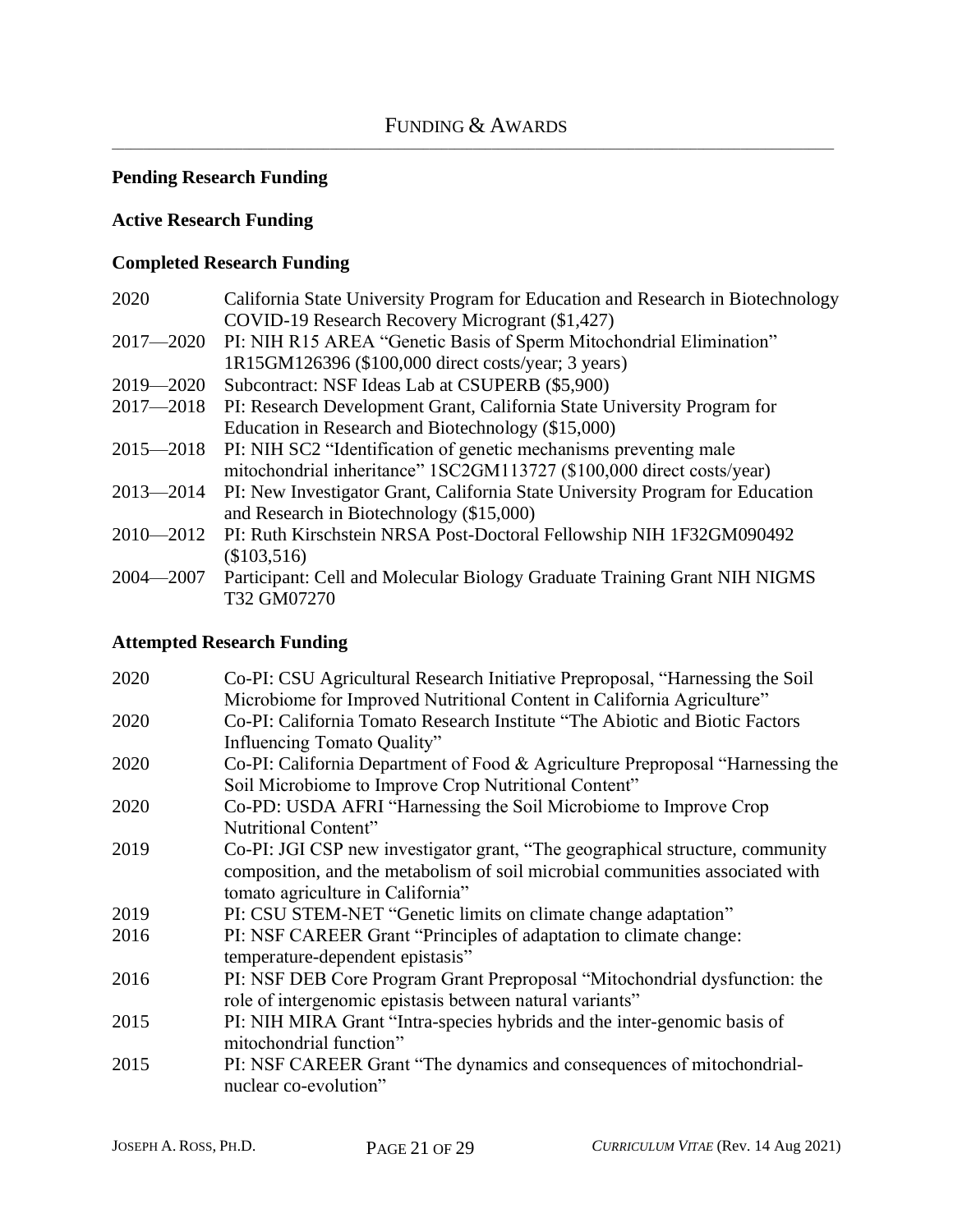# Funding & Awards

### Pending Research Funding

### Active Research Funding

### Completed Research Funding

| | |
|---|---|
| 2020 | California State University Program for Education and Research in Biotechnology COVID-19 Research Recovery Microgrant ($1,427) |
| 2017—2020 | PI: NIH R15 AREA "Genetic Basis of Sperm Mitochondrial Elimination" 1R15GM126396 ($100,000 direct costs/year; 3 years) |
| 2019—2020 | Subcontract: NSF Ideas Lab at CSUPERB ($5,900) |
| 2017—2018 | PI: Research Development Grant, California State University Program for Education in Research and Biotechnology ($15,000) |
| 2015—2018 | PI: NIH SC2 "Identification of genetic mechanisms preventing male mitochondrial inheritance" 1SC2GM113727 ($100,000 direct costs/year) |
| 2013—2014 | PI: New Investigator Grant, California State University Program for Education and Research in Biotechnology ($15,000) |
| 2010—2012 | PI: Ruth Kirschstein NRSA Post-Doctoral Fellowship NIH 1F32GM090492 ($103,516) |
| 2004—2007 | Participant: Cell and Molecular Biology Graduate Training Grant NIH NIGMS T32 GM07270 |

### Attempted Research Funding

| | |
|---|---|
| 2020 | Co-PI: CSU Agricultural Research Initiative Preproposal, "Harnessing the Soil Microbiome for Improved Nutritional Content in California Agriculture" |
| 2020 | Co-PI: California Tomato Research Institute "The Abiotic and Biotic Factors Influencing Tomato Quality" |
| 2020 | Co-PI: California Department of Food & Agriculture Preproposal "Harnessing the Soil Microbiome to Improve Crop Nutritional Content" |
| 2020 | Co-PD: USDA AFRI "Harnessing the Soil Microbiome to Improve Crop Nutritional Content" |
| 2019 | Co-PI: JGI CSP new investigator grant, "The geographical structure, community composition, and the metabolism of soil microbial communities associated with tomato agriculture in California" |
| 2019 | PI: CSU STEM-NET "Genetic limits on climate change adaptation" |
| 2016 | PI: NSF CAREER Grant "Principles of adaptation to climate change: temperature-dependent epistasis" |
| 2016 | PI: NSF DEB Core Program Grant Preproposal "Mitochondrial dysfunction: the role of intergenomic epistasis between natural variants" |
| 2015 | PI: NIH MIRA Grant "Intra-species hybrids and the inter-genomic basis of mitochondrial function" |
| 2015 | PI: NSF CAREER Grant "The dynamics and consequences of mitochondrial-nuclear co-evolution" |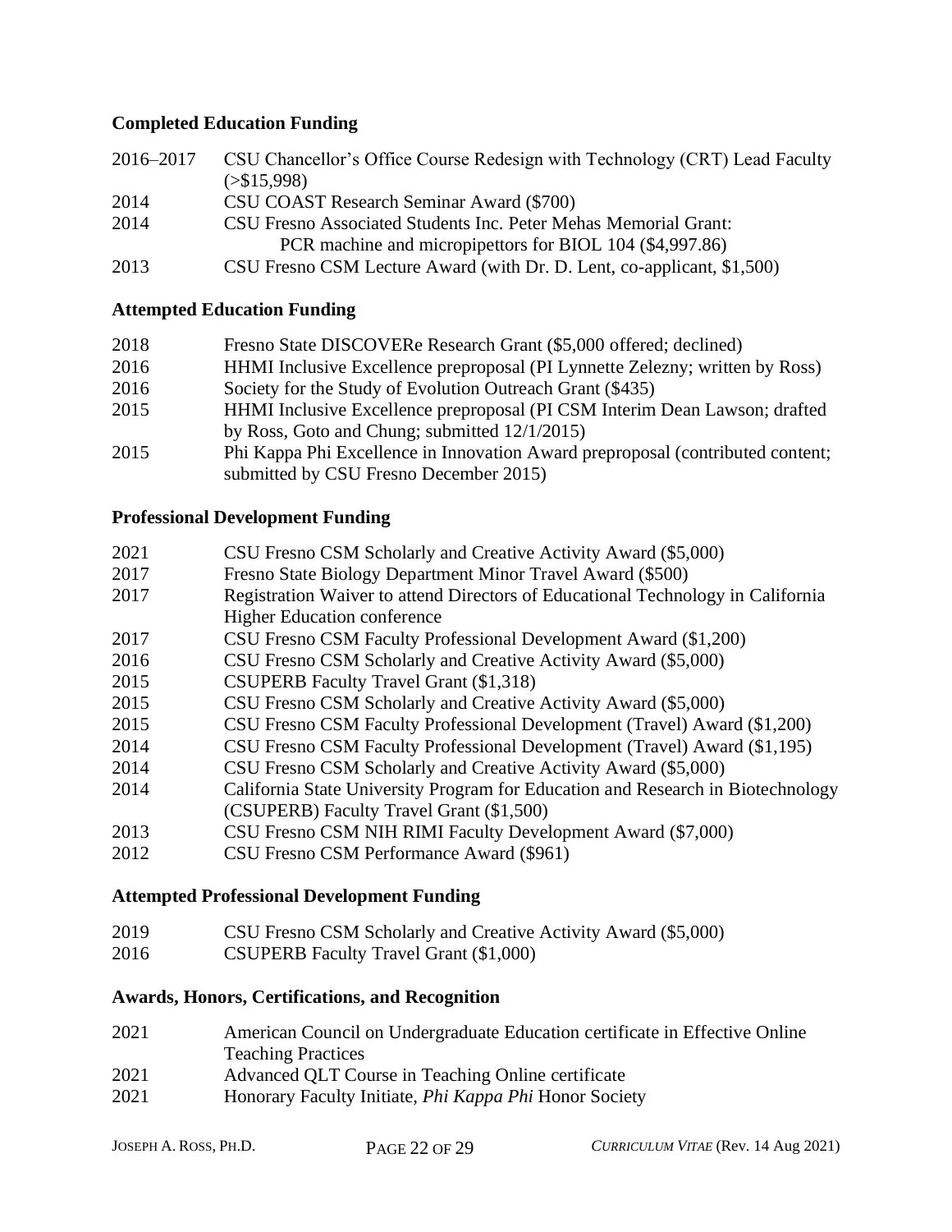### Completed Education Funding

2016–2017 CSU Chancellor's Office Course Redesign with Technology (CRT) Lead Faculty (>$15,998)
2014 CSU COAST Research Seminar Award ($700)
2014 CSU Fresno Associated Students Inc. Peter Mehas Memorial Grant: PCR machine and micropipettors for BIOL 104 ($4,997.86)
2013 CSU Fresno CSM Lecture Award (with Dr. D. Lent, co-applicant, $1,500)

### Attempted Education Funding

2018 Fresno State DISCOVERe Research Grant ($5,000 offered; declined)
2016 HHMI Inclusive Excellence preproposal (PI Lynnette Zelezny; written by Ross)
2016 Society for the Study of Evolution Outreach Grant ($435)
2015 HHMI Inclusive Excellence preproposal (PI CSM Interim Dean Lawson; drafted by Ross, Goto and Chung; submitted 12/1/2015)
2015 Phi Kappa Phi Excellence in Innovation Award preproposal (contributed content; submitted by CSU Fresno December 2015)

### Professional Development Funding

2021 CSU Fresno CSM Scholarly and Creative Activity Award ($5,000)
2017 Fresno State Biology Department Minor Travel Award ($500)
2017 Registration Waiver to attend Directors of Educational Technology in California Higher Education conference
2017 CSU Fresno CSM Faculty Professional Development Award ($1,200)
2016 CSU Fresno CSM Scholarly and Creative Activity Award ($5,000)
2015 CSUPERB Faculty Travel Grant ($1,318)
2015 CSU Fresno CSM Scholarly and Creative Activity Award ($5,000)
2015 CSU Fresno CSM Faculty Professional Development (Travel) Award ($1,200)
2014 CSU Fresno CSM Faculty Professional Development (Travel) Award ($1,195)
2014 CSU Fresno CSM Scholarly and Creative Activity Award ($5,000)
2014 California State University Program for Education and Research in Biotechnology (CSUPERB) Faculty Travel Grant ($1,500)
2013 CSU Fresno CSM NIH RIMI Faculty Development Award ($7,000)
2012 CSU Fresno CSM Performance Award ($961)

### Attempted Professional Development Funding

2019 CSU Fresno CSM Scholarly and Creative Activity Award ($5,000)
2016 CSUPERB Faculty Travel Grant ($1,000)

### Awards, Honors, Certifications, and Recognition

2021 American Council on Undergraduate Education certificate in Effective Online Teaching Practices
2021 Advanced QLT Course in Teaching Online certificate
2021 Honorary Faculty Initiate, *Phi Kappa Phi* Honor Society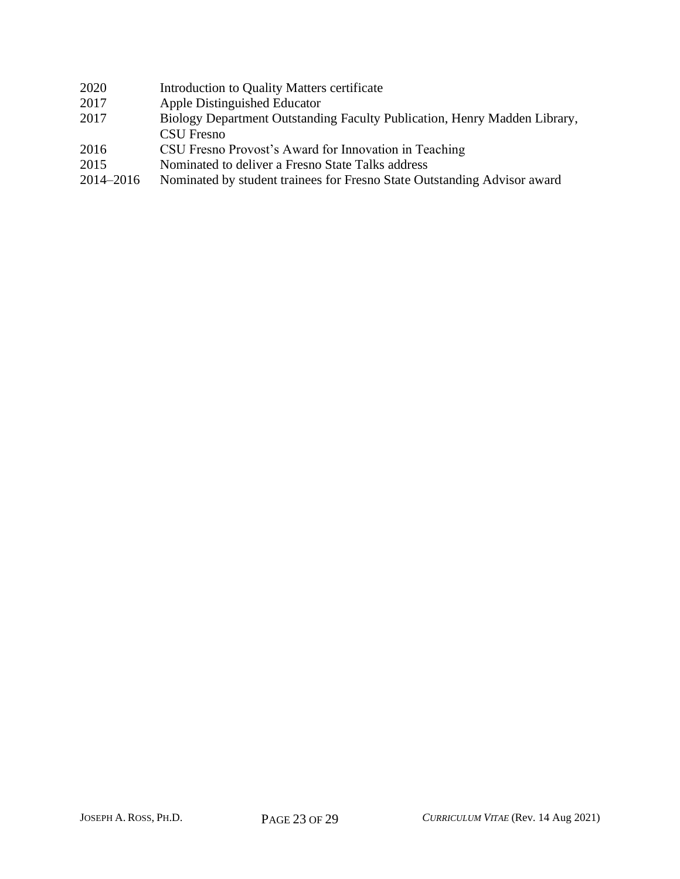2020 Introduction to Quality Matters certificate
2017 Apple Distinguished Educator
2017 Biology Department Outstanding Faculty Publication, Henry Madden Library, CSU Fresno
2016 CSU Fresno Provost's Award for Innovation in Teaching
2015 Nominated to deliver a Fresno State Talks address
2014–2016 Nominated by student trainees for Fresno State Outstanding Advisor award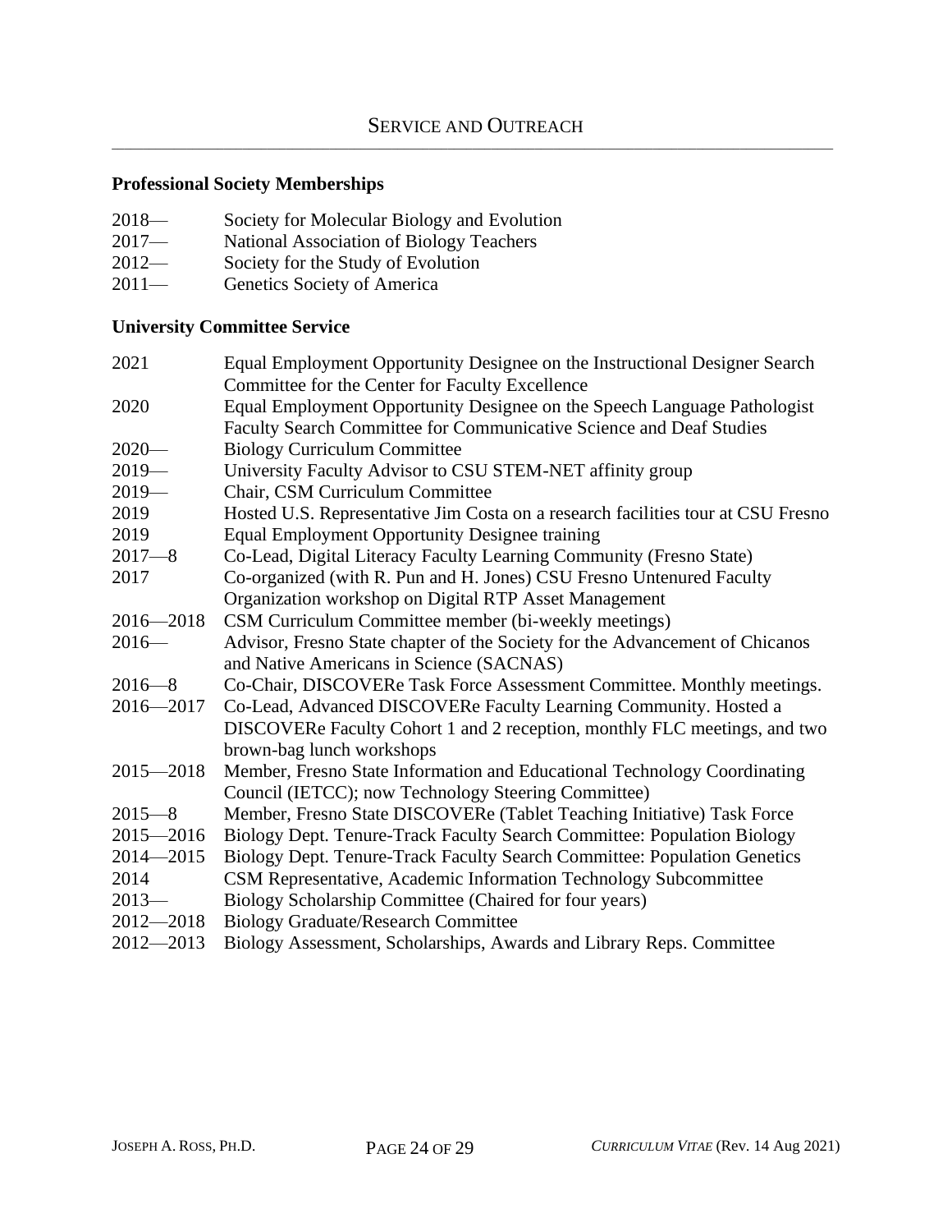## SERVICE AND OUTREACH

### Professional Society Memberships

| | |
|---|---|
| 2018— | Society for Molecular Biology and Evolution |
| 2017— | National Association of Biology Teachers |
| 2012— | Society for the Study of Evolution |
| 2011— | Genetics Society of America |

### University Committee Service

| | |
|---|---|
| 2021 | Equal Employment Opportunity Designee on the Instructional Designer Search Committee for the Center for Faculty Excellence |
| 2020 | Equal Employment Opportunity Designee on the Speech Language Pathologist Faculty Search Committee for Communicative Science and Deaf Studies |
| 2020— | Biology Curriculum Committee |
| 2019— | University Faculty Advisor to CSU STEM-NET affinity group |
| 2019— | Chair, CSM Curriculum Committee |
| 2019 | Hosted U.S. Representative Jim Costa on a research facilities tour at CSU Fresno |
| 2019 | Equal Employment Opportunity Designee training |
| 2017—8 | Co-Lead, Digital Literacy Faculty Learning Community (Fresno State) |
| 2017 | Co-organized (with R. Pun and H. Jones) CSU Fresno Untenured Faculty Organization workshop on Digital RTP Asset Management |
| 2016—2018 | CSM Curriculum Committee member (bi-weekly meetings) |
| 2016— | Advisor, Fresno State chapter of the Society for the Advancement of Chicanos and Native Americans in Science (SACNAS) |
| 2016—8 | Co-Chair, DISCOVERe Task Force Assessment Committee. Monthly meetings. |
| 2016—2017 | Co-Lead, Advanced DISCOVERe Faculty Learning Community. Hosted a DISCOVERe Faculty Cohort 1 and 2 reception, monthly FLC meetings, and two brown-bag lunch workshops |
| 2015—2018 | Member, Fresno State Information and Educational Technology Coordinating Council (IETCC); now Technology Steering Committee) |
| 2015—8 | Member, Fresno State DISCOVERe (Tablet Teaching Initiative) Task Force |
| 2015—2016 | Biology Dept. Tenure-Track Faculty Search Committee: Population Biology |
| 2014—2015 | Biology Dept. Tenure-Track Faculty Search Committee: Population Genetics |
| 2014 | CSM Representative, Academic Information Technology Subcommittee |
| 2013— | Biology Scholarship Committee (Chaired for four years) |
| 2012—2018 | Biology Graduate/Research Committee |
| 2012—2013 | Biology Assessment, Scholarships, Awards and Library Reps. Committee |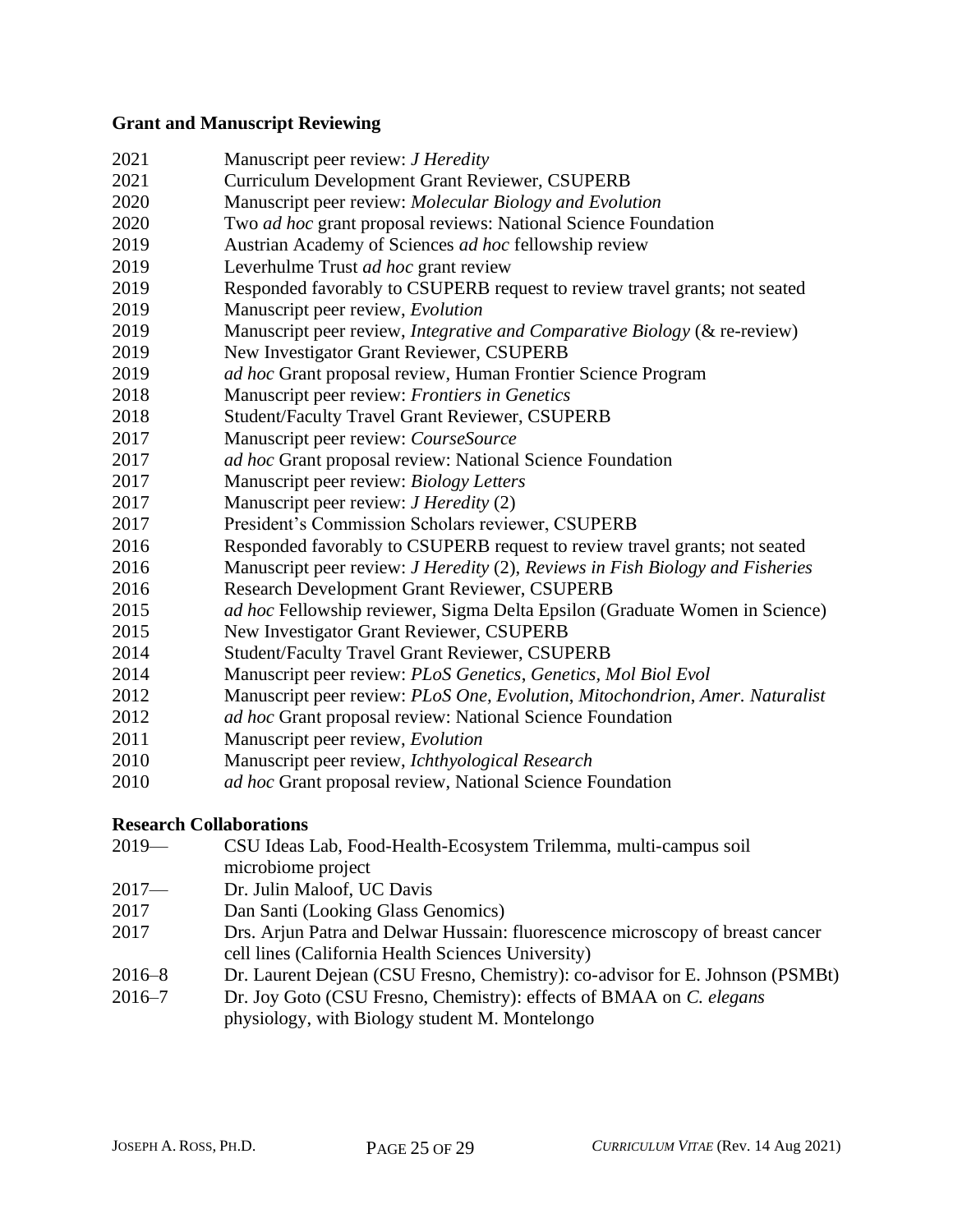**Grant and Manuscript Reviewing**

| | |
|---|---|
| 2021 | Manuscript peer review: *J Heredity* |
| 2021 | Curriculum Development Grant Reviewer, CSUPERB |
| 2020 | Manuscript peer review: *Molecular Biology and Evolution* |
| 2020 | Two *ad hoc* grant proposal reviews: National Science Foundation |
| 2019 | Austrian Academy of Sciences *ad hoc* fellowship review |
| 2019 | Leverhulme Trust *ad hoc* grant review |
| 2019 | Responded favorably to CSUPERB request to review travel grants; not seated |
| 2019 | Manuscript peer review, *Evolution* |
| 2019 | Manuscript peer review, *Integrative and Comparative Biology* (& re-review) |
| 2019 | New Investigator Grant Reviewer, CSUPERB |
| 2019 | *ad hoc* Grant proposal review, Human Frontier Science Program |
| 2018 | Manuscript peer review: *Frontiers in Genetics* |
| 2018 | Student/Faculty Travel Grant Reviewer, CSUPERB |
| 2017 | Manuscript peer review: *CourseSource* |
| 2017 | *ad hoc* Grant proposal review: National Science Foundation |
| 2017 | Manuscript peer review: *Biology Letters* |
| 2017 | Manuscript peer review: *J Heredity* (2) |
| 2017 | President's Commission Scholars reviewer, CSUPERB |
| 2016 | Responded favorably to CSUPERB request to review travel grants; not seated |
| 2016 | Manuscript peer review: *J Heredity* (2), *Reviews in Fish Biology and Fisheries* |
| 2016 | Research Development Grant Reviewer, CSUPERB |
| 2015 | *ad hoc* Fellowship reviewer, Sigma Delta Epsilon (Graduate Women in Science) |
| 2015 | New Investigator Grant Reviewer, CSUPERB |
| 2014 | Student/Faculty Travel Grant Reviewer, CSUPERB |
| 2014 | Manuscript peer review: *PLoS Genetics*, *Genetics*, *Mol Biol Evol* |
| 2012 | Manuscript peer review: *PLoS One*, *Evolution*, *Mitochondrion*, *Amer. Naturalist* |
| 2012 | *ad hoc* Grant proposal review: National Science Foundation |
| 2011 | Manuscript peer review, *Evolution* |
| 2010 | Manuscript peer review, *Ichthyological Research* |
| 2010 | *ad hoc* Grant proposal review, National Science Foundation |

**Research Collaborations**

| | |
|---|---|
| 2019— | CSU Ideas Lab, Food-Health-Ecosystem Trilemma, multi-campus soil microbiome project |
| 2017— | Dr. Julin Maloof, UC Davis |
| 2017 | Dan Santi (Looking Glass Genomics) |
| 2017 | Drs. Arjun Patra and Delwar Hussain: fluorescence microscopy of breast cancer cell lines (California Health Sciences University) |
| 2016–8 | Dr. Laurent Dejean (CSU Fresno, Chemistry): co-advisor for E. Johnson (PSMBt) |
| 2016–7 | Dr. Joy Goto (CSU Fresno, Chemistry): effects of BMAA on *C. elegans* physiology, with Biology student M. Montelongo |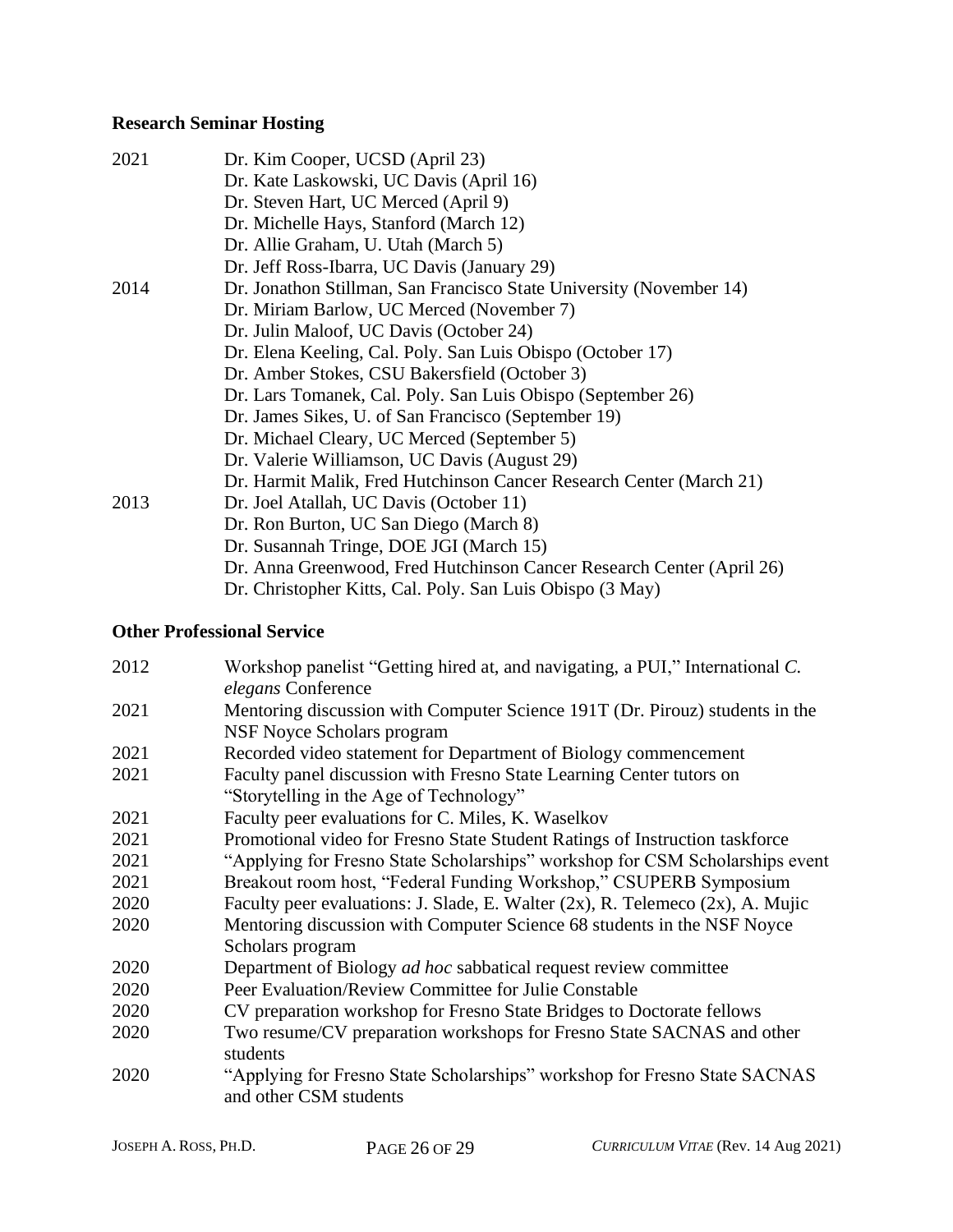## Research Seminar Hosting

| | |
|---|---|
| 2021 | Dr. Kim Cooper, UCSD (April 23) |
| | Dr. Kate Laskowski, UC Davis (April 16) |
| | Dr. Steven Hart, UC Merced (April 9) |
| | Dr. Michelle Hays, Stanford (March 12) |
| | Dr. Allie Graham, U. Utah (March 5) |
| | Dr. Jeff Ross-Ibarra, UC Davis (January 29) |
| 2014 | Dr. Jonathon Stillman, San Francisco State University (November 14) |
| | Dr. Miriam Barlow, UC Merced (November 7) |
| | Dr. Julin Maloof, UC Davis (October 24) |
| | Dr. Elena Keeling, Cal. Poly. San Luis Obispo (October 17) |
| | Dr. Amber Stokes, CSU Bakersfield (October 3) |
| | Dr. Lars Tomanek, Cal. Poly. San Luis Obispo (September 26) |
| | Dr. James Sikes, U. of San Francisco (September 19) |
| | Dr. Michael Cleary, UC Merced (September 5) |
| | Dr. Valerie Williamson, UC Davis (August 29) |
| | Dr. Harmit Malik, Fred Hutchinson Cancer Research Center (March 21) |
| 2013 | Dr. Joel Atallah, UC Davis (October 11) |
| | Dr. Ron Burton, UC San Diego (March 8) |
| | Dr. Susannah Tringe, DOE JGI (March 15) |
| | Dr. Anna Greenwood, Fred Hutchinson Cancer Research Center (April 26) |
| | Dr. Christopher Kitts, Cal. Poly. San Luis Obispo (3 May) |

## Other Professional Service

| | |
|---|---|
| 2012 | Workshop panelist "Getting hired at, and navigating, a PUI," International *C. elegans* Conference |
| 2021 | Mentoring discussion with Computer Science 191T (Dr. Pirouz) students in the NSF Noyce Scholars program |
| 2021 | Recorded video statement for Department of Biology commencement |
| 2021 | Faculty panel discussion with Fresno State Learning Center tutors on "Storytelling in the Age of Technology" |
| 2021 | Faculty peer evaluations for C. Miles, K. Waselkov |
| 2021 | Promotional video for Fresno State Student Ratings of Instruction taskforce |
| 2021 | "Applying for Fresno State Scholarships" workshop for CSM Scholarships event |
| 2021 | Breakout room host, "Federal Funding Workshop," CSUPERB Symposium |
| 2020 | Faculty peer evaluations: J. Slade, E. Walter (2x), R. Telemeco (2x), A. Mujic |
| 2020 | Mentoring discussion with Computer Science 68 students in the NSF Noyce Scholars program |
| 2020 | Department of Biology *ad hoc* sabbatical request review committee |
| 2020 | Peer Evaluation/Review Committee for Julie Constable |
| 2020 | CV preparation workshop for Fresno State Bridges to Doctorate fellows |
| 2020 | Two resume/CV preparation workshops for Fresno State SACNAS and other students |
| 2020 | "Applying for Fresno State Scholarships" workshop for Fresno State SACNAS and other CSM students |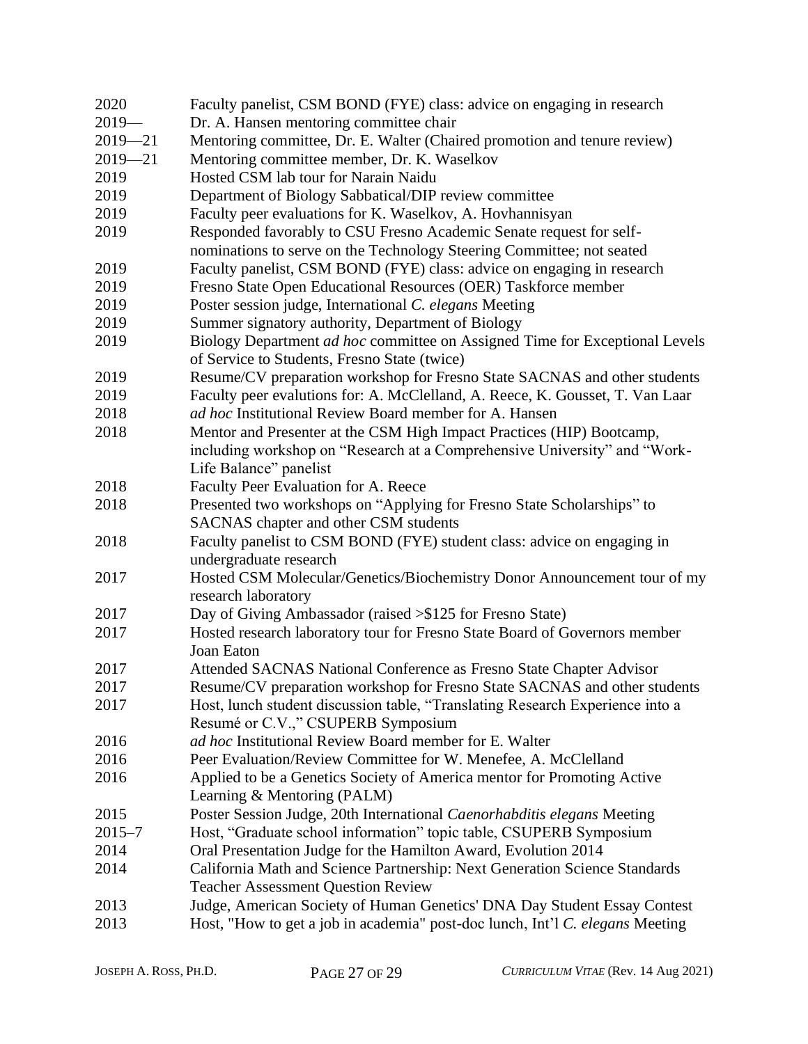| | |
|---|---|
| 2020 | Faculty panelist, CSM BOND (FYE) class: advice on engaging in research |
| 2019— | Dr. A. Hansen mentoring committee chair |
| 2019—21 | Mentoring committee, Dr. E. Walter (Chaired promotion and tenure review) |
| 2019—21 | Mentoring committee member, Dr. K. Waselkov |
| 2019 | Hosted CSM lab tour for Narain Naidu |
| 2019 | Department of Biology Sabbatical/DIP review committee |
| 2019 | Faculty peer evaluations for K. Waselkov, A. Hovhannisyan |
| 2019 | Responded favorably to CSU Fresno Academic Senate request for self-nominations to serve on the Technology Steering Committee; not seated |
| 2019 | Faculty panelist, CSM BOND (FYE) class: advice on engaging in research |
| 2019 | Fresno State Open Educational Resources (OER) Taskforce member |
| 2019 | Poster session judge, International *C. elegans* Meeting |
| 2019 | Summer signatory authority, Department of Biology |
| 2019 | Biology Department *ad hoc* committee on Assigned Time for Exceptional Levels of Service to Students, Fresno State (twice) |
| 2019 | Resume/CV preparation workshop for Fresno State SACNAS and other students |
| 2019 | Faculty peer evalutions for: A. McClelland, A. Reece, K. Gousset, T. Van Laar |
| 2018 | *ad hoc* Institutional Review Board member for A. Hansen |
| 2018 | Mentor and Presenter at the CSM High Impact Practices (HIP) Bootcamp, including workshop on "Research at a Comprehensive University" and "Work-Life Balance" panelist |
| 2018 | Faculty Peer Evaluation for A. Reece |
| 2018 | Presented two workshops on "Applying for Fresno State Scholarships" to SACNAS chapter and other CSM students |
| 2018 | Faculty panelist to CSM BOND (FYE) student class: advice on engaging in undergraduate research |
| 2017 | Hosted CSM Molecular/Genetics/Biochemistry Donor Announcement tour of my research laboratory |
| 2017 | Day of Giving Ambassador (raised >$125 for Fresno State) |
| 2017 | Hosted research laboratory tour for Fresno State Board of Governors member Joan Eaton |
| 2017 | Attended SACNAS National Conference as Fresno State Chapter Advisor |
| 2017 | Resume/CV preparation workshop for Fresno State SACNAS and other students |
| 2017 | Host, lunch student discussion table, "Translating Research Experience into a Resumé or C.V.," CSUPERB Symposium |
| 2016 | *ad hoc* Institutional Review Board member for E. Walter |
| 2016 | Peer Evaluation/Review Committee for W. Menefee, A. McClelland |
| 2016 | Applied to be a Genetics Society of America mentor for Promoting Active Learning & Mentoring (PALM) |
| 2015 | Poster Session Judge, 20th International *Caenorhabditis elegans* Meeting |
| 2015–7 | Host, "Graduate school information" topic table, CSUPERB Symposium |
| 2014 | Oral Presentation Judge for the Hamilton Award, Evolution 2014 |
| 2014 | California Math and Science Partnership: Next Generation Science Standards Teacher Assessment Question Review |
| 2013 | Judge, American Society of Human Genetics' DNA Day Student Essay Contest |
| 2013 | Host, "How to get a job in academia" post-doc lunch, Int'l *C. elegans* Meeting |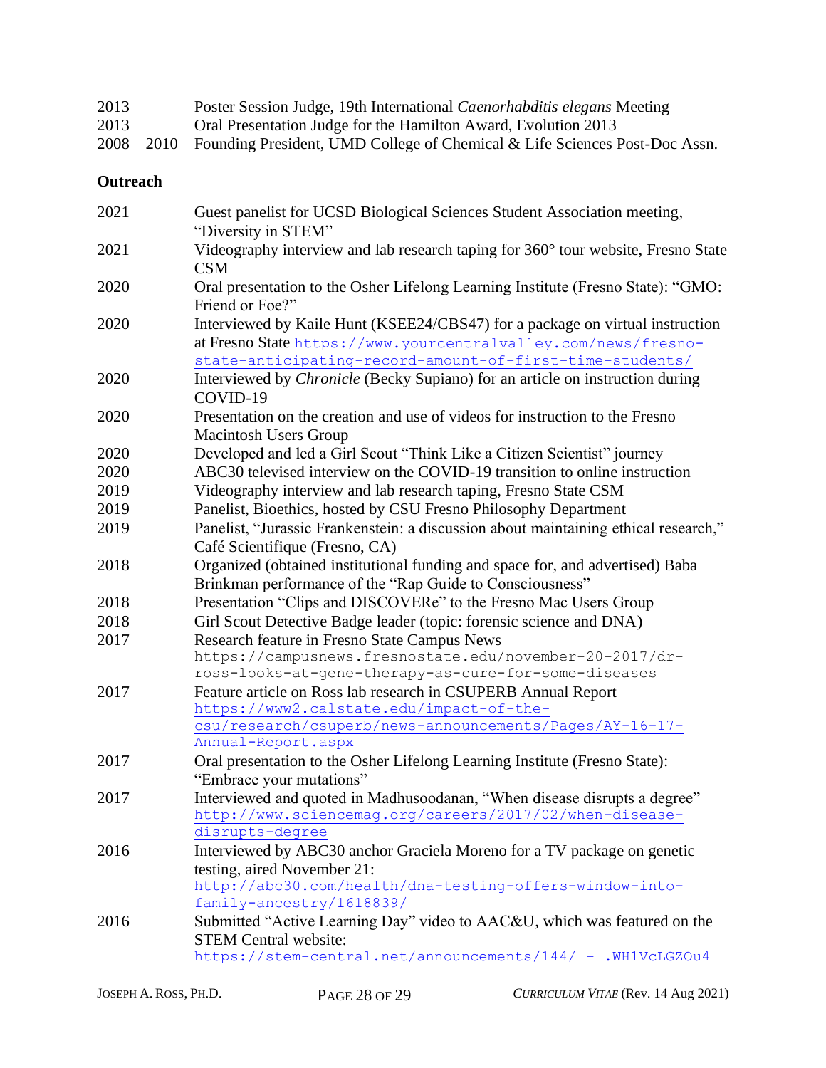2013 Poster Session Judge, 19th International *Caenorhabditis elegans* Meeting
2013 Oral Presentation Judge for the Hamilton Award, Evolution 2013
2008—2010 Founding President, UMD College of Chemical & Life Sciences Post-Doc Assn.

**Outreach**

2021 Guest panelist for UCSD Biological Sciences Student Association meeting, "Diversity in STEM"

2021 Videography interview and lab research taping for 360° tour website, Fresno State CSM

2020 Oral presentation to the Osher Lifelong Learning Institute (Fresno State): "GMO: Friend or Foe?"

2020 Interviewed by Kaile Hunt (KSEE24/CBS47) for a package on virtual instruction at Fresno State https://www.yourcentralvalley.com/news/fresno-state-anticipating-record-amount-of-first-time-students/

2020 Interviewed by *Chronicle* (Becky Supiano) for an article on instruction during COVID-19

2020 Presentation on the creation and use of videos for instruction to the Fresno Macintosh Users Group

2020 Developed and led a Girl Scout "Think Like a Citizen Scientist" journey

2020 ABC30 televised interview on the COVID-19 transition to online instruction

2019 Videography interview and lab research taping, Fresno State CSM

2019 Panelist, Bioethics, hosted by CSU Fresno Philosophy Department

2019 Panelist, "Jurassic Frankenstein: a discussion about maintaining ethical research," Café Scientifique (Fresno, CA)

2018 Organized (obtained institutional funding and space for, and advertised) Baba Brinkman performance of the "Rap Guide to Consciousness"

2018 Presentation "Clips and DISCOVERe" to the Fresno Mac Users Group

2018 Girl Scout Detective Badge leader (topic: forensic science and DNA)

2017 Research feature in Fresno State Campus News https://campusnews.fresnostate.edu/november-20-2017/dr-ross-looks-at-gene-therapy-as-cure-for-some-diseases

2017 Feature article on Ross lab research in CSUPERB Annual Report https://www2.calstate.edu/impact-of-the-csu/research/csuperb/news-announcements/Pages/AY-16-17-Annual-Report.aspx

2017 Oral presentation to the Osher Lifelong Learning Institute (Fresno State): "Embrace your mutations"

2017 Interviewed and quoted in Madhusoodanan, "When disease disrupts a degree" http://www.sciencemag.org/careers/2017/02/when-disease-disrupts-degree

2016 Interviewed by ABC30 anchor Graciela Moreno for a TV package on genetic testing, aired November 21: http://abc30.com/health/dna-testing-offers-window-into-family-ancestry/1618839/

2016 Submitted "Active Learning Day" video to AAC&U, which was featured on the STEM Central website: https://stem-central.net/announcements/144/ - .WH1VcLGZOu4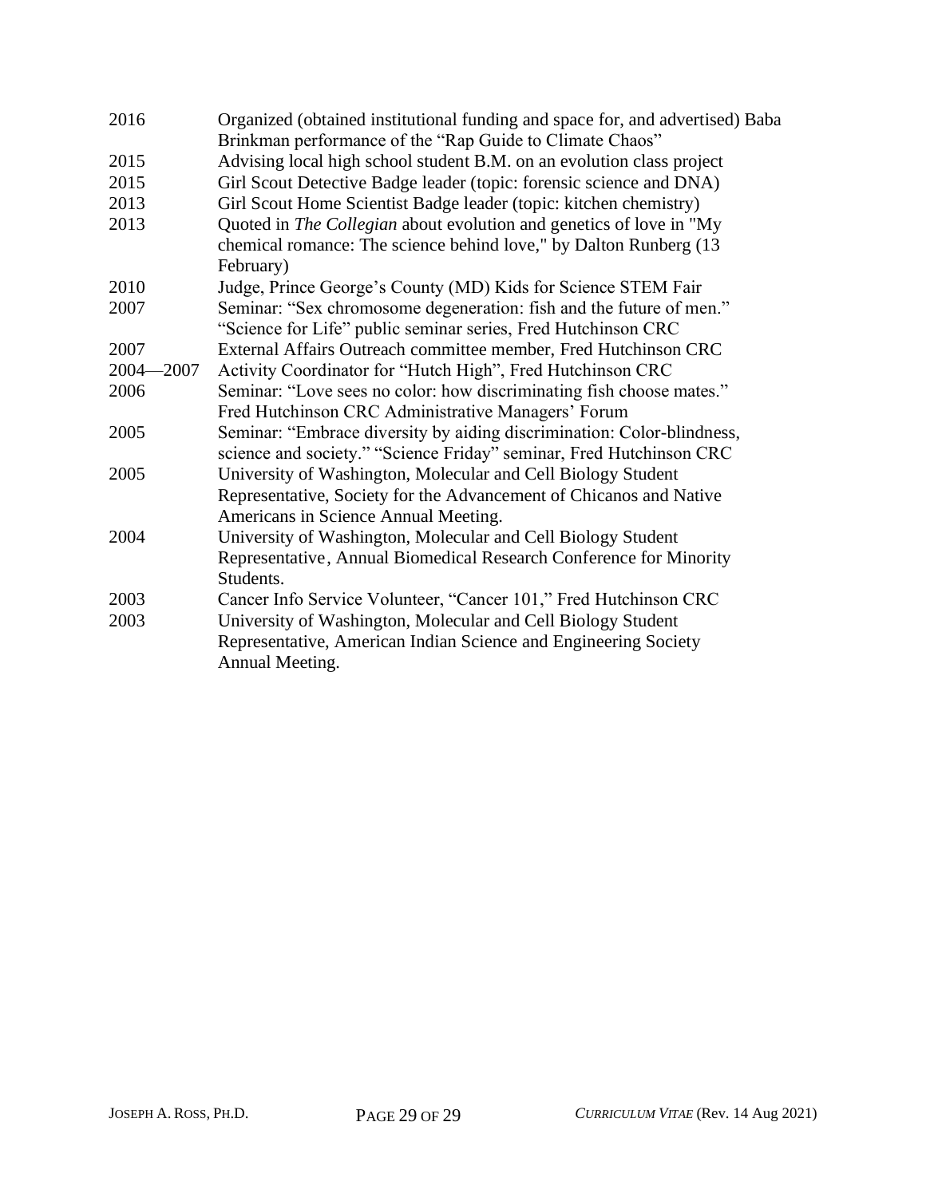| | |
|---|---|
| 2016 | Organized (obtained institutional funding and space for, and advertised) Baba Brinkman performance of the "Rap Guide to Climate Chaos" |
| 2015 | Advising local high school student B.M. on an evolution class project |
| 2015 | Girl Scout Detective Badge leader (topic: forensic science and DNA) |
| 2013 | Girl Scout Home Scientist Badge leader (topic: kitchen chemistry) |
| 2013 | Quoted in *The Collegian* about evolution and genetics of love in "My chemical romance: The science behind love," by Dalton Runberg (13 February) |
| 2010 | Judge, Prince George's County (MD) Kids for Science STEM Fair |
| 2007 | Seminar: "Sex chromosome degeneration: fish and the future of men." "Science for Life" public seminar series, Fred Hutchinson CRC |
| 2007 | External Affairs Outreach committee member, Fred Hutchinson CRC |
| 2004—2007 | Activity Coordinator for "Hutch High", Fred Hutchinson CRC |
| 2006 | Seminar: "Love sees no color: how discriminating fish choose mates." Fred Hutchinson CRC Administrative Managers' Forum |
| 2005 | Seminar: "Embrace diversity by aiding discrimination: Color-blindness, science and society." "Science Friday" seminar, Fred Hutchinson CRC |
| 2005 | University of Washington, Molecular and Cell Biology Student Representative, Society for the Advancement of Chicanos and Native Americans in Science Annual Meeting. |
| 2004 | University of Washington, Molecular and Cell Biology Student Representative, Annual Biomedical Research Conference for Minority Students. |
| 2003 | Cancer Info Service Volunteer, "Cancer 101," Fred Hutchinson CRC |
| 2003 | University of Washington, Molecular and Cell Biology Student Representative, American Indian Science and Engineering Society Annual Meeting. |